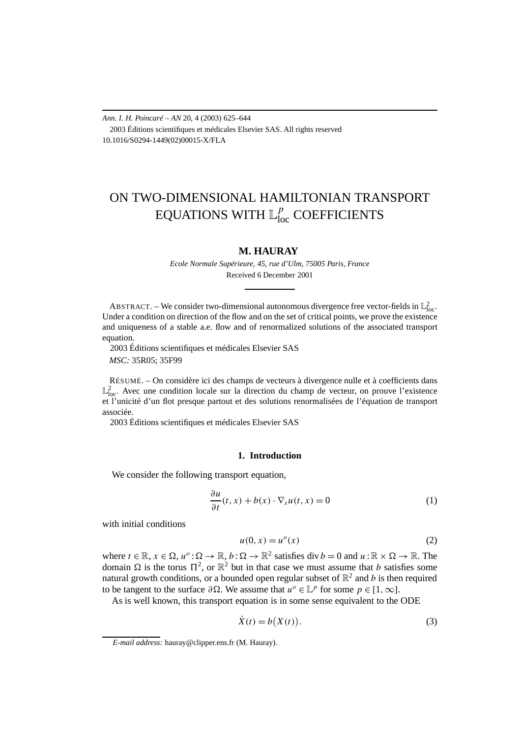# ON TWO-DIMENSIONAL HAMILTONIAN TRANSPORT EQUATIONS WITH $\mathbb{L}^p_{\text{loc}}$ COEFFICIENTS

**M. HAURAY**

*Ecole Normale Supérieure, 45, rue d'Ulm, 75005 Paris, France*

Received 6 December 2001

ABSTRACT. – We consider two-dimensional autonomous divergence free vector-fields in $\mathbb{L}^2_{\text{loc}}$. Under a condition on direction of the flow and on the set of critical points, we prove the existence and uniqueness of a stable a.e. flow and of renormalized solutions of the associated transport equation.

2003 Éditions scientifiques et médicales Elsevier SAS

*MSC:* 35R05; 35F99

RÉSUMÉ. – On considère ici des champs de vecteurs à divergence nulle et à coefficients dans $\mathbb{L}^2_{\text{loc}}$. Avec une condition locale sur la direction du champ de vecteur, on prouve l'existence et l'unicité d'un flot presque partout et des solutions renormalisées de l'équation de transport associée.

2003 Éditions scientifiques et médicales Elsevier SAS

## 1. Introduction

We consider the following transport equation,

$$\frac{\partial u}{\partial t}(t,x) + b(x) \cdot \nabla_x u(t,x) = 0 \tag{1}$$

with initial conditions

$$u(0,x) = u^o(x) \tag{2}$$

where $t \in \mathbb{R}$, $x \in \Omega$, $u^o : \Omega \to \mathbb{R}$, $b : \Omega \to \mathbb{R}^2$ satisfies $\operatorname{div} b = 0$ and $u : \mathbb{R} \times \Omega \to \mathbb{R}$. The domain $\Omega$ is the torus $\Pi^2$, or $\mathbb{R}^2$ but in that case we must assume that $b$ satisfies some natural growth conditions, or a bounded open regular subset of $\mathbb{R}^2$ and $b$ is then required to be tangent to the surface $\partial\Omega$. We assume that $u^o \in \mathbb{L}^p$ for some $p \in [1, \infty]$.

As is well known, this transport equation is in some sense equivalent to the ODE

$$\dot{X}(t) = b\big(X(t)\big). \tag{3}$$

*E-mail address:* hauray@clipper.ens.fr (M. Hauray).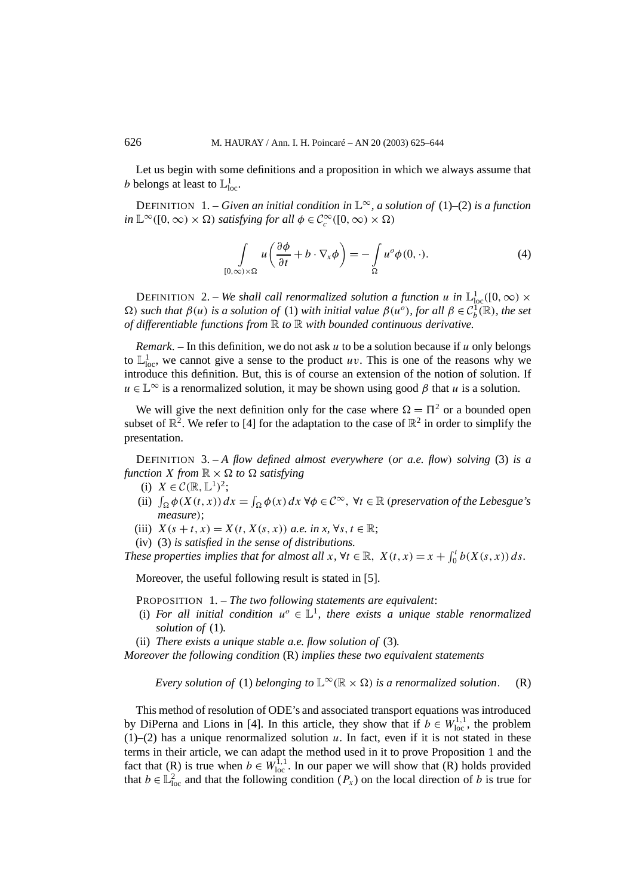Let us begin with some definitions and a proposition in which we always assume that $b$ belongs at least to $\mathbb{L}^1_{\text{loc}}$.

DEFINITION 1. – *Given an initial condition in $\mathbb{L}^\infty$, a solution of* (1)–(2) *is a function in $\mathbb{L}^\infty([0,\infty)\times\Omega)$ satisfying for all $\phi\in\mathcal{C}_c^\infty([0,\infty)\times\Omega)$*

$$\int_{[0,\infty)\times\Omega} u\left(\frac{\partial\phi}{\partial t}+b\cdot\nabla_x\phi\right) = -\int_{\Omega} u^o\phi(0,\cdot). \tag{4}$$

DEFINITION 2. – *We shall call renormalized solution a function $u$ in $\mathbb{L}^1_{\text{loc}}([0,\infty)\times\Omega)$ such that $\beta(u)$ is a solution of* (1) *with initial value $\beta(u^o)$, for all $\beta\in\mathcal{C}_b^1(\mathbb{R})$, the set of differentiable functions from $\mathbb{R}$ to $\mathbb{R}$ with bounded continuous derivative.*

*Remark*. – In this definition, we do not ask $u$ to be a solution because if $u$ only belongs to $\mathbb{L}^1_{\text{loc}}$, we cannot give a sense to the product $uv$. This is one of the reasons why we introduce this definition. But, this is of course an extension of the notion of solution. If $u\in\mathbb{L}^\infty$ is a renormalized solution, it may be shown using good $\beta$ that $u$ is a solution.

We will give the next definition only for the case where $\Omega=\Pi^2$ or a bounded open subset of $\mathbb{R}^2$. We refer to [4] for the adaptation to the case of $\mathbb{R}^2$ in order to simplify the presentation.

DEFINITION 3. – *A flow defined almost everywhere* (*or a.e. flow*) *solving* (3) *is a function $X$ from $\mathbb{R}\times\Omega$ to $\Omega$ satisfying*

- (i) $X\in\mathcal{C}(\mathbb{R},\mathbb{L}^1)^2$;
- (ii) $\int_\Omega \phi(X(t,x))\,dx=\int_\Omega\phi(x)\,dx$ $\forall\phi\in\mathcal{C}^\infty$, $\forall t\in\mathbb{R}$ (*preservation of the Lebesgue's measure*);
- (iii) $X(s+t,x)=X(t,X(s,x))$ *a.e. in $x$*, $\forall s,t\in\mathbb{R}$;
- (iv) (3) *is satisfied in the sense of distributions.*

*These properties implies that for almost all $x$, $\forall t\in\mathbb{R}$, $X(t,x)=x+\int_0^t b(X(s,x))\,ds$.*

Moreover, the useful following result is stated in [5].

PROPOSITION 1. – *The two following statements are equivalent*:

- (i) *For all initial condition $u^o\in\mathbb{L}^1$, there exists a unique stable renormalized solution of* (1)*.*
- (ii) *There exists a unique stable a.e. flow solution of* (3)*.*

*Moreover the following condition* (R) *implies these two equivalent statements*

$$\textit{Every solution of (1) belonging to } \mathbb{L}^\infty(\mathbb{R}\times\Omega) \textit{ is a renormalized solution}. \tag{R}$$

This method of resolution of ODE's and associated transport equations was introduced by DiPerna and Lions in [4]. In this article, they show that if $b\in W^{1,1}_{\text{loc}}$, the problem (1)–(2) has a unique renormalized solution $u$. In fact, even if it is not stated in these terms in their article, we can adapt the method used in it to prove Proposition 1 and the fact that (R) is true when $b\in W^{1,1}_{\text{loc}}$. In our paper we will show that (R) holds provided that $b\in\mathbb{L}^2_{\text{loc}}$ and that the following condition $(P_x)$ on the local direction of $b$ is true for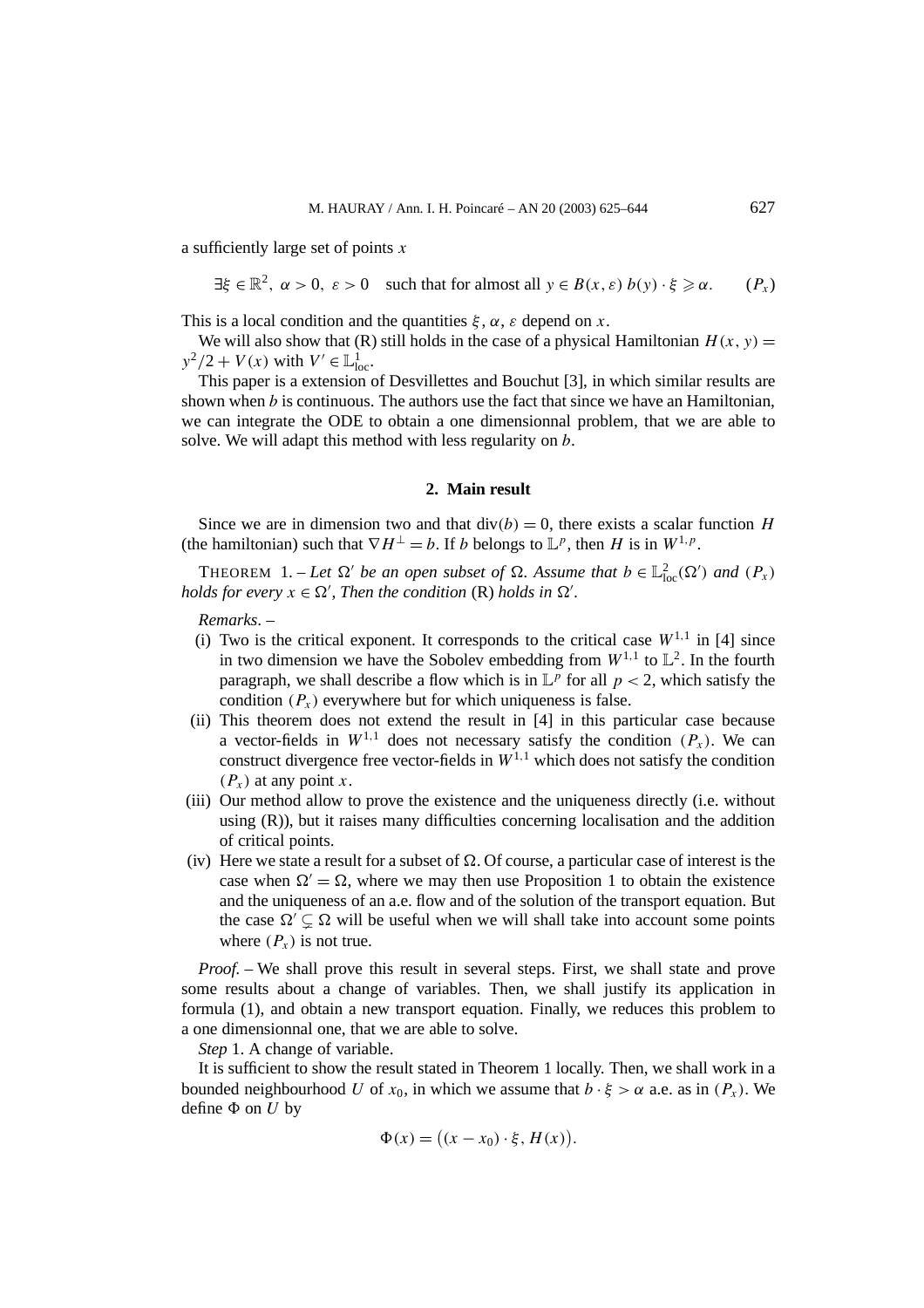a sufficiently large set of points $x$

$$\exists \xi \in \mathbb{R}^2,\ \alpha > 0,\ \varepsilon > 0 \quad \text{such that for almost all } y \in B(x,\varepsilon)\ b(y)\cdot\xi \geqslant \alpha. \qquad (P_x)$$

This is a local condition and the quantities $\xi$, $\alpha$, $\varepsilon$ depend on $x$.

We will also show that (R) still holds in the case of a physical Hamiltonian $H(x,y) = y^2/2 + V(x)$ with $V' \in \mathbb{L}^1_{\text{loc}}$.

This paper is a extension of Desvillettes and Bouchut [3], in which similar results are shown when $b$ is continuous. The authors use the fact that since we have an Hamiltonian, we can integrate the ODE to obtain a one dimensionnal problem, that we are able to solve. We will adapt this method with less regularity on $b$.

## 2. Main result

Since we are in dimension two and that $\operatorname{div}(b) = 0$, there exists a scalar function $H$ (the hamiltonian) such that $\nabla H^{\perp} = b$. If $b$ belongs to $\mathbb{L}^p$, then $H$ is in $W^{1,p}$.

THEOREM 1. – *Let $\Omega'$ be an open subset of $\Omega$. Assume that $b \in \mathbb{L}^2_{\text{loc}}(\Omega')$ and $(P_x)$ holds for every $x \in \Omega'$, Then the condition* (R) *holds in $\Omega'$.*

*Remarks*. –

(i) Two is the critical exponent. It corresponds to the critical case $W^{1,1}$ in [4] since in two dimension we have the Sobolev embedding from $W^{1,1}$ to $\mathbb{L}^2$. In the fourth paragraph, we shall describe a flow which is in $\mathbb{L}^p$ for all $p < 2$, which satisfy the condition $(P_x)$ everywhere but for which uniqueness is false.

(ii) This theorem does not extend the result in [4] in this particular case because a vector-fields in $W^{1,1}$ does not necessary satisfy the condition $(P_x)$. We can construct divergence free vector-fields in $W^{1,1}$ which does not satisfy the condition $(P_x)$ at any point $x$.

(iii) Our method allow to prove the existence and the uniqueness directly (i.e. without using (R)), but it raises many difficulties concerning localisation and the addition of critical points.

(iv) Here we state a result for a subset of $\Omega$. Of course, a particular case of interest is the case when $\Omega' = \Omega$, where we may then use Proposition 1 to obtain the existence and the uniqueness of an a.e. flow and of the solution of the transport equation. But the case $\Omega' \subsetneq \Omega$ will be useful when we will shall take into account some points where $(P_x)$ is not true.

*Proof.* – We shall prove this result in several steps. First, we shall state and prove some results about a change of variables. Then, we shall justify its application in formula (1), and obtain a new transport equation. Finally, we reduces this problem to a one dimensionnal one, that we are able to solve.

*Step* 1. A change of variable.

It is sufficient to show the result stated in Theorem 1 locally. Then, we shall work in a bounded neighbourhood $U$ of $x_0$, in which we assume that $b \cdot \xi > \alpha$ a.e. as in $(P_x)$. We define $\Phi$ on $U$ by

$$\Phi(x) = \big((x - x_0)\cdot\xi,\ H(x)\big).$$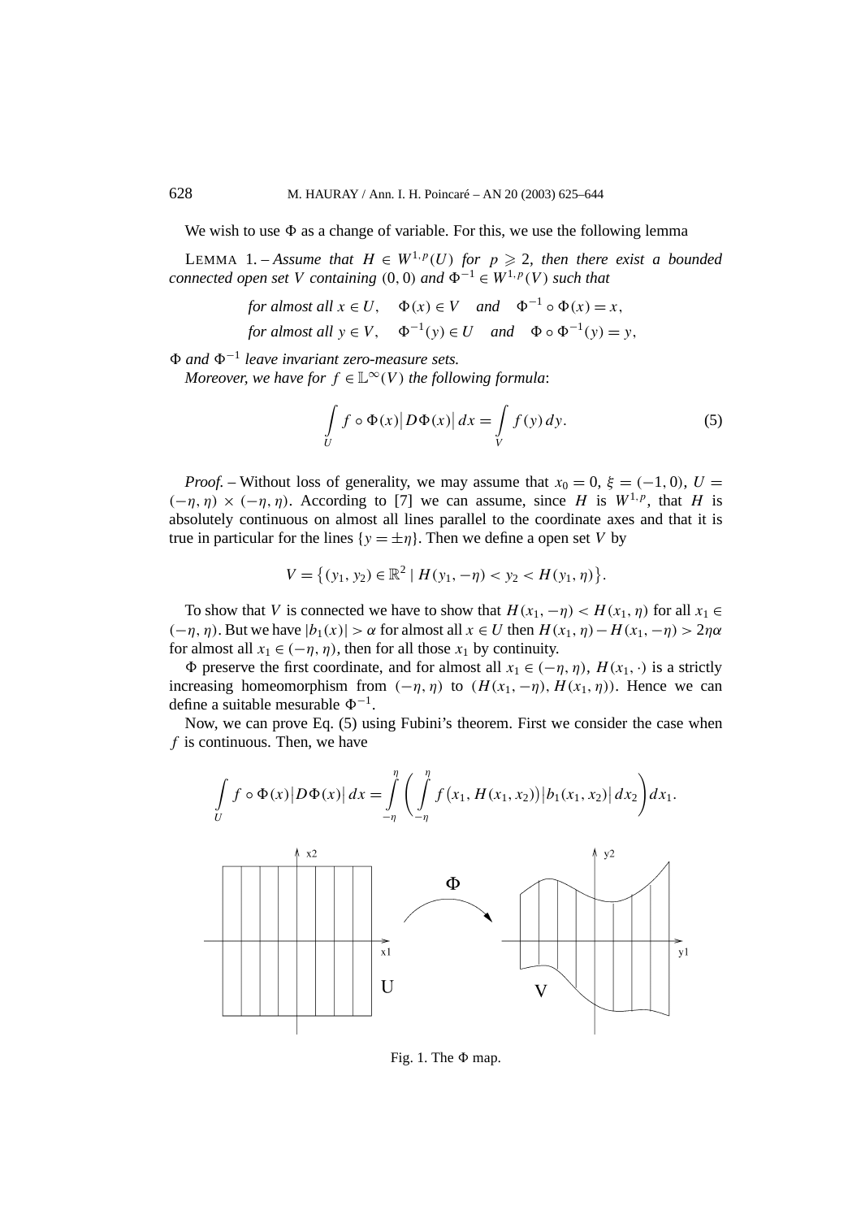We wish to use $\Phi$ as a change of variable. For this, we use the following lemma

LEMMA 1. – *Assume that $H \in W^{1,p}(U)$ for $p \geqslant 2$, then there exist a bounded connected open set $V$ containing $(0,0)$ and $\Phi^{-1} \in W^{1,p}(V)$ such that*

$$\text{for almost all } x \in U, \quad \Phi(x) \in V \quad \text{and} \quad \Phi^{-1} \circ \Phi(x) = x,$$
$$\text{for almost all } y \in V, \quad \Phi^{-1}(y) \in U \quad \text{and} \quad \Phi \circ \Phi^{-1}(y) = y,$$

*$\Phi$ and $\Phi^{-1}$ leave invariant zero-measure sets.*

*Moreover, we have for $f \in \mathbb{L}^\infty(V)$ the following formula*:

$$\int_U f \circ \Phi(x) \left| D\Phi(x) \right| dx = \int_V f(y)\, dy. \tag{5}$$

*Proof.* – Without loss of generality, we may assume that $x_0 = 0$, $\xi = (-1, 0)$, $U = (-\eta, \eta) \times (-\eta, \eta)$. According to [7] we can assume, since $H$ is $W^{1,p}$, that $H$ is absolutely continuous on almost all lines parallel to the coordinate axes and that it is true in particular for the lines $\{y = \pm\eta\}$. Then we define a open set $V$ by

$$V = \left\{ (y_1, y_2) \in \mathbb{R}^2 \mid H(y_1, -\eta) < y_2 < H(y_1, \eta) \right\}.$$

To show that $V$ is connected we have to show that $H(x_1, -\eta) < H(x_1, \eta)$ for all $x_1 \in (-\eta, \eta)$. But we have $|b_1(x)| > \alpha$ for almost all $x \in U$ then $H(x_1, \eta) - H(x_1, -\eta) > 2\eta\alpha$ for almost all $x_1 \in (-\eta, \eta)$, then for all those $x_1$ by continuity.

$\Phi$ preserve the first coordinate, and for almost all $x_1 \in (-\eta, \eta)$, $H(x_1, \cdot)$ is a strictly increasing homeomorphism from $(-\eta, \eta)$ to $(H(x_1, -\eta), H(x_1, \eta))$. Hence we can define a suitable mesurable $\Phi^{-1}$.

Now, we can prove Eq. (5) using Fubini's theorem. First we consider the case when $f$ is continuous. Then, we have

$$\int_U f \circ \Phi(x) \left| D\Phi(x) \right| dx = \int_{-\eta}^{\eta} \left( \int_{-\eta}^{\eta} f\big(x_1, H(x_1, x_2)\big) \left| b_1(x_1, x_2) \right| dx_2 \right) dx_1.$$

Fig. 1. The $\Phi$ map.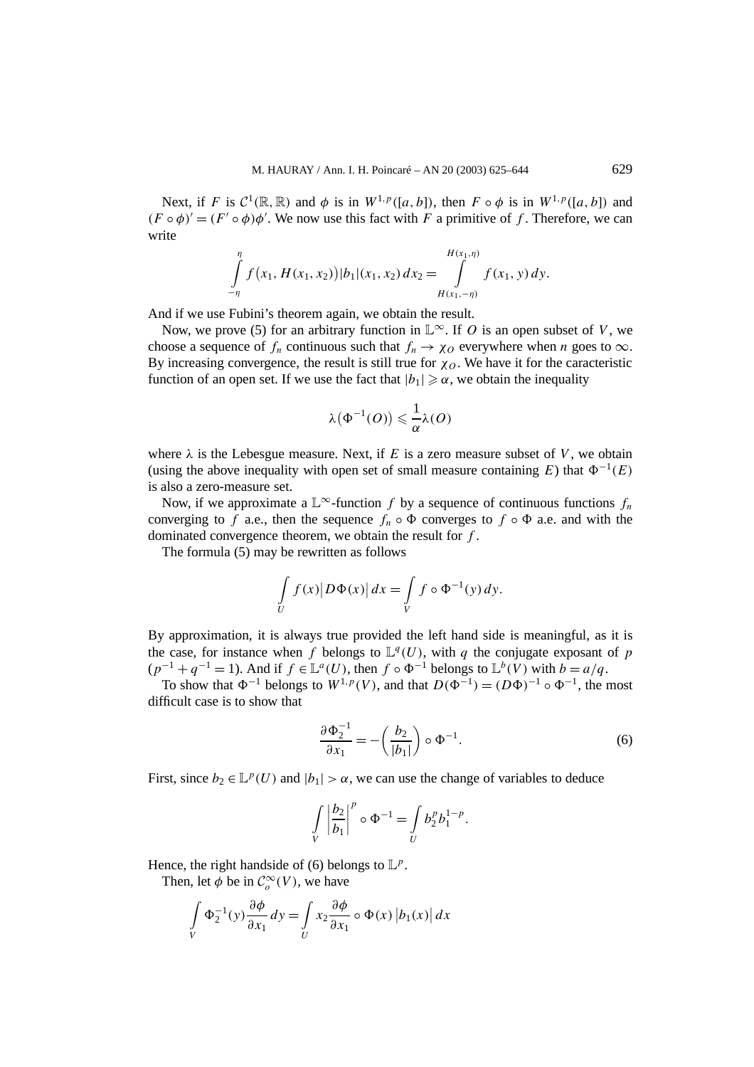Next, if $F$ is $\mathcal{C}^1(\mathbb{R},\mathbb{R})$ and $\phi$ is in $W^{1,p}([a,b])$, then $F \circ \phi$ is in $W^{1,p}([a,b])$ and $(F \circ \phi)' = (F' \circ \phi)\phi'$. We now use this fact with $F$ a primitive of $f$. Therefore, we can write

$$\int_{-\eta}^{\eta} f\big(x_1, H(x_1,x_2)\big)|b_1|(x_1,x_2)\,dx_2 = \int_{H(x_1,-\eta)}^{H(x_1,\eta)} f(x_1,y)\,dy.$$

And if we use Fubini's theorem again, we obtain the result.

Now, we prove (5) for an arbitrary function in $\mathbb{L}^\infty$. If $O$ is an open subset of $V$, we choose a sequence of $f_n$ continuous such that $f_n \to \chi_O$ everywhere when $n$ goes to $\infty$. By increasing convergence, the result is still true for $\chi_O$. We have it for the caracteristic function of an open set. If we use the fact that $|b_1| \geqslant \alpha$, we obtain the inequality

$$\lambda\big(\Phi^{-1}(O)\big) \leqslant \frac{1}{\alpha}\lambda(O)$$

where $\lambda$ is the Lebesgue measure. Next, if $E$ is a zero measure subset of $V$, we obtain (using the above inequality with open set of small measure containing $E$) that $\Phi^{-1}(E)$ is also a zero-measure set.

Now, if we approximate a $\mathbb{L}^\infty$-function $f$ by a sequence of continuous functions $f_n$ converging to $f$ a.e., then the sequence $f_n \circ \Phi$ converges to $f \circ \Phi$ a.e. and with the dominated convergence theorem, we obtain the result for $f$.

The formula (5) may be rewritten as follows

$$\int_U f(x)\big|D\Phi(x)\big|\,dx = \int_V f \circ \Phi^{-1}(y)\,dy.$$

By approximation, it is always true provided the left hand side is meaningful, as it is the case, for instance when $f$ belongs to $\mathbb{L}^q(U)$, with $q$ the conjugate exposant of $p$ ($p^{-1} + q^{-1} = 1$). And if $f \in \mathbb{L}^a(U)$, then $f \circ \Phi^{-1}$ belongs to $\mathbb{L}^b(V)$ with $b = a/q$.

To show that $\Phi^{-1}$ belongs to $W^{1,p}(V)$, and that $D(\Phi^{-1}) = (D\Phi)^{-1} \circ \Phi^{-1}$, the most difficult case is to show that

$$\frac{\partial \Phi_2^{-1}}{\partial x_1} = -\left(\frac{b_2}{|b_1|}\right) \circ \Phi^{-1}. \tag{6}$$

First, since $b_2 \in \mathbb{L}^p(U)$ and $|b_1| > \alpha$, we can use the change of variables to deduce

$$\int_V \left|\frac{b_2}{b_1}\right|^p \circ \Phi^{-1} = \int_U b_2^p b_1^{1-p}.$$

Hence, the right handside of (6) belongs to $\mathbb{L}^p$.

Then, let $\phi$ be in $\mathcal{C}_o^\infty(V)$, we have

$$\int_V \Phi_2^{-1}(y)\frac{\partial \phi}{\partial x_1}\,dy = \int_U x_2 \frac{\partial \phi}{\partial x_1} \circ \Phi(x)\,\big|b_1(x)\big|\,dx$$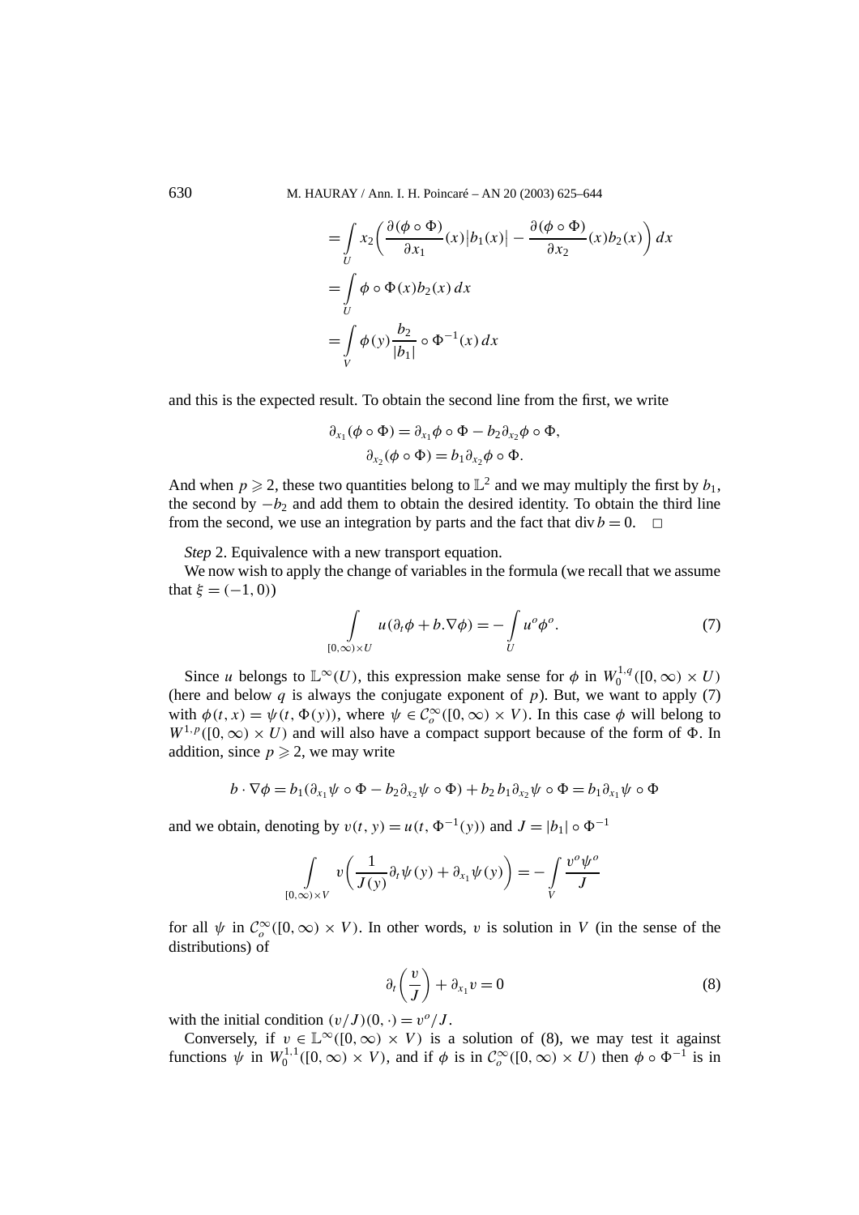$$
\begin{aligned}
&= \int_U x_2 \left( \frac{\partial(\phi \circ \Phi)}{\partial x_1}(x)\left|b_1(x)\right| - \frac{\partial(\phi \circ \Phi)}{\partial x_2}(x) b_2(x) \right) dx \\
&= \int_U \phi \circ \Phi(x) b_2(x)\, dx \\
&= \int_V \phi(y) \frac{b_2}{|b_1|} \circ \Phi^{-1}(x)\, dx
\end{aligned}
$$

and this is the expected result. To obtain the second line from the first, we write

$$
\partial_{x_1}(\phi \circ \Phi) = \partial_{x_1}\phi \circ \Phi - b_2 \partial_{x_2}\phi \circ \Phi,
$$
$$
\partial_{x_2}(\phi \circ \Phi) = b_1 \partial_{x_2}\phi \circ \Phi.
$$

And when $p \geqslant 2$, these two quantities belong to $\mathbb{L}^2$ and we may multiply the first by $b_1$, the second by $-b_2$ and add them to obtain the desired identity. To obtain the third line from the second, we use an integration by parts and the fact that $\operatorname{div} b = 0$. $\square$

*Step* 2. Equivalence with a new transport equation.

We now wish to apply the change of variables in the formula (we recall that we assume that $\xi = (-1, 0)$)

$$
\int_{[0,\infty)\times U} u(\partial_t \phi + b.\nabla\phi) = -\int_U u^o \phi^o. \tag{7}
$$

Since $u$ belongs to $\mathbb{L}^\infty(U)$, this expression make sense for $\phi$ in $W_0^{1,q}([0,\infty) \times U)$ (here and below $q$ is always the conjugate exponent of $p$). But, we want to apply (7) with $\phi(t,x) = \psi(t, \Phi(y))$, where $\psi \in \mathcal{C}_o^\infty([0,\infty) \times V)$. In this case $\phi$ will belong to $W^{1,p}([0,\infty) \times U)$ and will also have a compact support because of the form of $\Phi$. In addition, since $p \geqslant 2$, we may write

$$
b \cdot \nabla\phi = b_1(\partial_{x_1}\psi \circ \Phi - b_2 \partial_{x_2}\psi \circ \Phi) + b_2 b_1 \partial_{x_2}\psi \circ \Phi = b_1 \partial_{x_1}\psi \circ \Phi
$$

and we obtain, denoting by $v(t,y) = u(t, \Phi^{-1}(y))$ and $J = |b_1| \circ \Phi^{-1}$

$$
\int_{[0,\infty)\times V} v\left( \frac{1}{J(y)} \partial_t \psi(y) + \partial_{x_1}\psi(y) \right) = -\int_V \frac{v^o \psi^o}{J}
$$

for all $\psi$ in $\mathcal{C}_o^\infty([0,\infty) \times V)$. In other words, $v$ is solution in $V$ (in the sense of the distributions) of

$$
\partial_t \left( \frac{v}{J} \right) + \partial_{x_1} v = 0 \tag{8}
$$

with the initial condition $(v/J)(0,\cdot) = v^o/J$.

Conversely, if $v \in \mathbb{L}^\infty([0,\infty) \times V)$ is a solution of (8), we may test it against functions $\psi$ in $W_0^{1,1}([0,\infty) \times V)$, and if $\phi$ is in $\mathcal{C}_o^\infty([0,\infty) \times U)$ then $\phi \circ \Phi^{-1}$ is in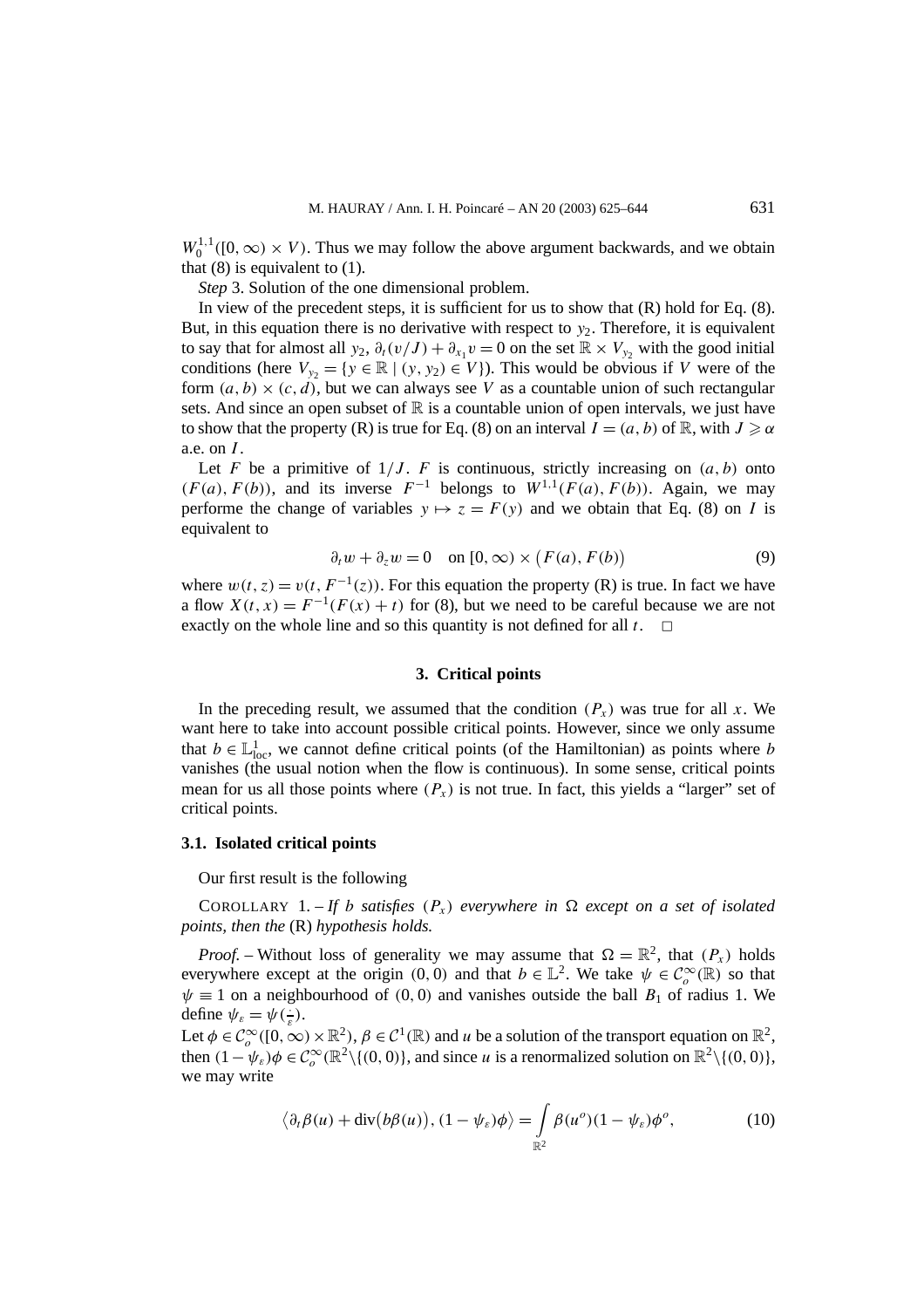$W_0^{1,1}([0,\infty) \times V)$. Thus we may follow the above argument backwards, and we obtain that (8) is equivalent to (1).

*Step* 3. Solution of the one dimensional problem.

In view of the precedent steps, it is sufficient for us to show that (R) hold for Eq. (8). But, in this equation there is no derivative with respect to $y_2$. Therefore, it is equivalent to say that for almost all $y_2$, $\partial_t(v/J) + \partial_{x_1} v = 0$ on the set $\mathbb{R} \times V_{y_2}$ with the good initial conditions (here $V_{y_2} = \{y \in \mathbb{R} \mid (y, y_2) \in V\}$). This would be obvious if $V$ were of the form $(a,b) \times (c,d)$, but we can always see $V$ as a countable union of such rectangular sets. And since an open subset of $\mathbb{R}$ is a countable union of open intervals, we just have to show that the property (R) is true for Eq. (8) on an interval $I = (a,b)$ of $\mathbb{R}$, with $J \geqslant \alpha$ a.e. on $I$.

Let $F$ be a primitive of $1/J$. $F$ is continuous, strictly increasing on $(a,b)$ onto $(F(a), F(b))$, and its inverse $F^{-1}$ belongs to $W^{1,1}(F(a), F(b))$. Again, we may performe the change of variables $y \mapsto z = F(y)$ and we obtain that Eq. (8) on $I$ is equivalent to

$$\partial_t w + \partial_z w = 0 \quad \text{on } [0,\infty) \times \big(F(a), F(b)\big) \tag{9}$$

where $w(t,z) = v(t, F^{-1}(z))$. For this equation the property (R) is true. In fact we have a flow $X(t,x) = F^{-1}(F(x) + t)$ for (8), but we need to be careful because we are not exactly on the whole line and so this quantity is not defined for all $t$. $\square$

## 3. Critical points

In the preceding result, we assumed that the condition $(P_x)$ was true for all $x$. We want here to take into account possible critical points. However, since we only assume that $b \in \mathbb{L}^1_{\text{loc}}$, we cannot define critical points (of the Hamiltonian) as points where $b$ vanishes (the usual notion when the flow is continuous). In some sense, critical points mean for us all those points where $(P_x)$ is not true. In fact, this yields a "larger" set of critical points.

### 3.1. Isolated critical points

Our first result is the following

COROLLARY 1. – *If $b$ satisfies $(P_x)$ everywhere in $\Omega$ except on a set of isolated points, then the* (R) *hypothesis holds.*

*Proof.* – Without loss of generality we may assume that $\Omega = \mathbb{R}^2$, that $(P_x)$ holds everywhere except at the origin $(0,0)$ and that $b \in \mathbb{L}^2$. We take $\psi \in \mathcal{C}_o^\infty(\mathbb{R})$ so that $\psi \equiv 1$ on a neighbourhood of $(0,0)$ and vanishes outside the ball $B_1$ of radius 1. We define $\psi_\varepsilon = \psi(\frac{\cdot}{\varepsilon})$.

Let $\phi \in \mathcal{C}_o^\infty([0,\infty) \times \mathbb{R}^2)$, $\beta \in \mathcal{C}^1(\mathbb{R})$ and $u$ be a solution of the transport equation on $\mathbb{R}^2$, then $(1-\psi_\varepsilon)\phi \in \mathcal{C}_o^\infty(\mathbb{R}^2 \backslash \{(0,0)\}$, and since $u$ is a renormalized solution on $\mathbb{R}^2 \backslash \{(0,0)\}$, we may write

$$\big\langle \partial_t \beta(u) + \operatorname{div}\big(b\beta(u)\big), (1-\psi_\varepsilon)\phi \big\rangle = \int_{\mathbb{R}^2} \beta(u^o)(1-\psi_\varepsilon)\phi^o, \tag{10}$$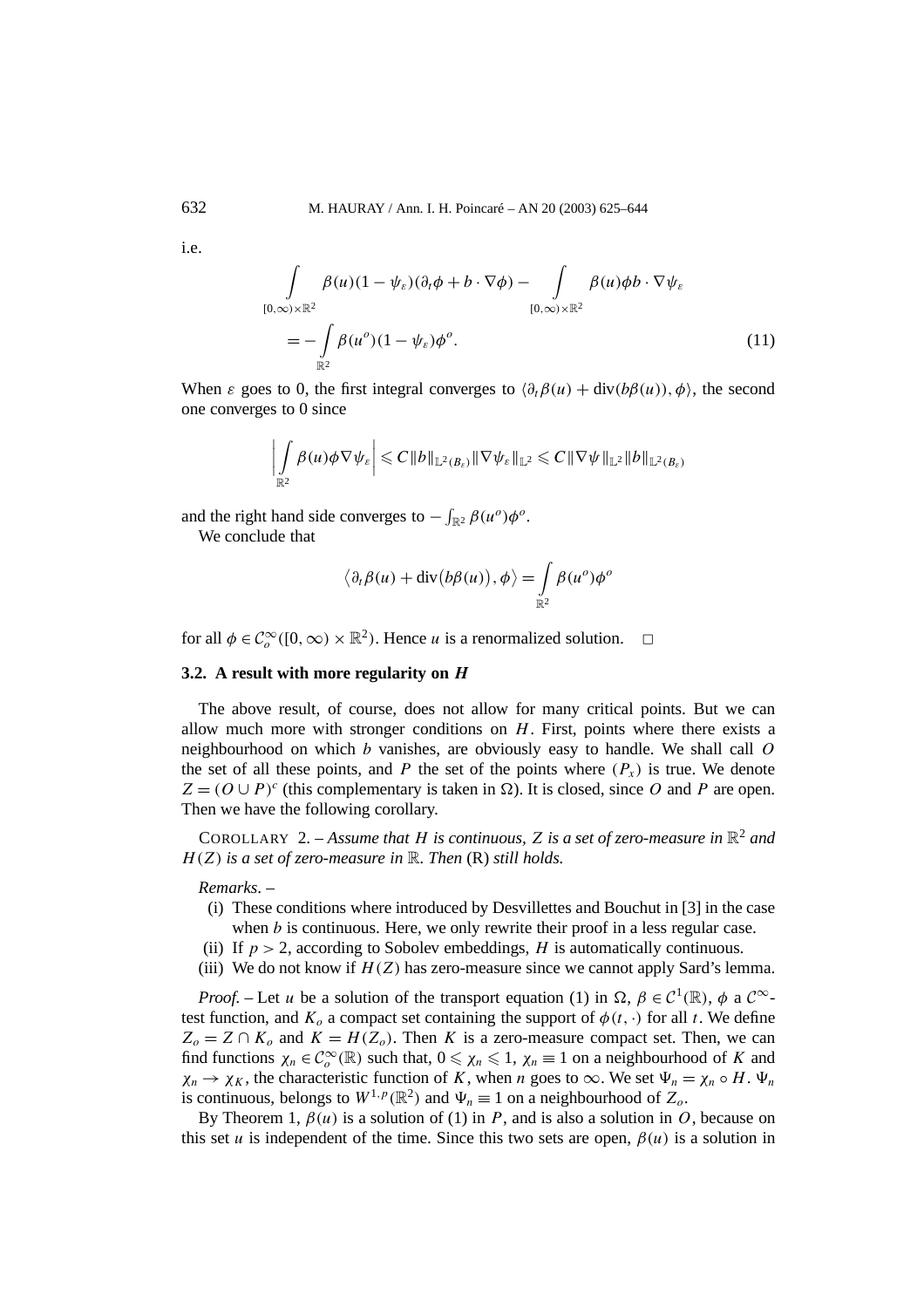i.e.

$$\int_{[0,\infty)\times\mathbb{R}^2} \beta(u)(1-\psi_\varepsilon)(\partial_t\phi + b\cdot\nabla\phi) - \int_{[0,\infty)\times\mathbb{R}^2} \beta(u)\phi b\cdot\nabla\psi_\varepsilon$$
$$= -\int_{\mathbb{R}^2} \beta(u^o)(1-\psi_\varepsilon)\phi^o. \tag{11}$$

When $\varepsilon$ goes to 0, the first integral converges to $\langle \partial_t\beta(u) + \operatorname{div}(b\beta(u)), \phi\rangle$, the second one converges to 0 since

$$\left|\int_{\mathbb{R}^2} \beta(u)\phi\nabla\psi_\varepsilon\right| \leqslant C\|b\|_{\mathbb{L}^2(B_\varepsilon)}\|\nabla\psi_\varepsilon\|_{\mathbb{L}^2} \leqslant C\|\nabla\psi\|_{\mathbb{L}^2}\|b\|_{\mathbb{L}^2(B_\varepsilon)}$$

and the right hand side converges to $-\int_{\mathbb{R}^2}\beta(u^o)\phi^o$.

We conclude that

$$\left\langle \partial_t\beta(u) + \operatorname{div}\bigl(b\beta(u)\bigr), \phi\right\rangle = \int_{\mathbb{R}^2} \beta(u^o)\phi^o$$

for all $\phi \in \mathcal{C}_o^\infty([0,\infty)\times\mathbb{R}^2)$. Hence $u$ is a renormalized solution. □

### 3.2. A result with more regularity on *H*

The above result, of course, does not allow for many critical points. But we can allow much more with stronger conditions on $H$. First, points where there exists a neighbourhood on which $b$ vanishes, are obviously easy to handle. We shall call $O$ the set of all these points, and $P$ the set of the points where $(P_x)$ is true. We denote $Z = (O\cup P)^c$ (this complementary is taken in $\Omega$). It is closed, since $O$ and $P$ are open. Then we have the following corollary.

COROLLARY 2. – *Assume that $H$ is continuous, $Z$ is a set of zero-measure in $\mathbb{R}^2$ and $H(Z)$ is a set of zero-measure in $\mathbb{R}$. Then* (R) *still holds.*

*Remarks*. –

(i) These conditions where introduced by Desvillettes and Bouchut in [3] in the case when $b$ is continuous. Here, we only rewrite their proof in a less regular case.

(ii) If $p > 2$, according to Sobolev embeddings, $H$ is automatically continuous.

(iii) We do not know if $H(Z)$ has zero-measure since we cannot apply Sard's lemma.

*Proof.* – Let $u$ be a solution of the transport equation (1) in $\Omega$, $\beta \in \mathcal{C}^1(\mathbb{R})$, $\phi$ a $\mathcal{C}^\infty$-test function, and $K_o$ a compact set containing the support of $\phi(t,\cdot)$ for all $t$. We define $Z_o = Z\cap K_o$ and $K = H(Z_o)$. Then $K$ is a zero-measure compact set. Then, we can find functions $\chi_n \in \mathcal{C}_o^\infty(\mathbb{R})$ such that, $0 \leqslant \chi_n \leqslant 1$, $\chi_n \equiv 1$ on a neighbourhood of $K$ and $\chi_n \to \chi_K$, the characteristic function of $K$, when $n$ goes to $\infty$. We set $\Psi_n = \chi_n \circ H$. $\Psi_n$ is continuous, belongs to $W^{1,p}(\mathbb{R}^2)$ and $\Psi_n \equiv 1$ on a neighbourhood of $Z_o$.

By Theorem 1, $\beta(u)$ is a solution of (1) in $P$, and is also a solution in $O$, because on this set $u$ is independent of the time. Since this two sets are open, $\beta(u)$ is a solution in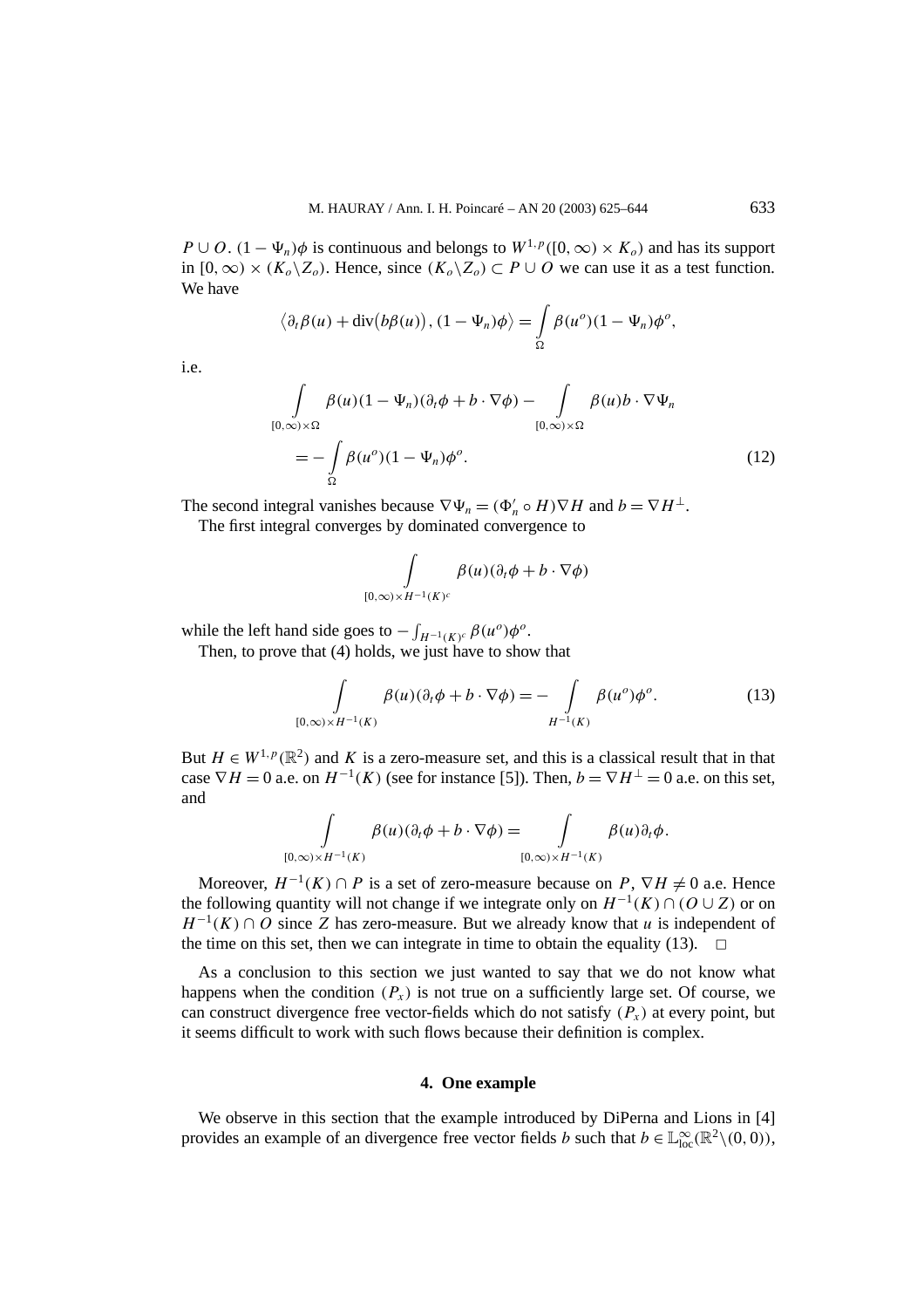$P \cup O$. $(1 - \Psi_n)\phi$ is continuous and belongs to $W^{1,p}([0,\infty) \times K_o)$ and has its support in $[0,\infty) \times (K_o \backslash Z_o)$. Hence, since $(K_o \backslash Z_o) \subset P \cup O$ we can use it as a test function. We have

$$\left\langle \partial_t \beta(u) + \operatorname{div}\big(b\beta(u)\big), (1 - \Psi_n)\phi \right\rangle = \int_{\Omega} \beta(u^o)(1 - \Psi_n)\phi^o,$$

i.e.

$$\int_{[0,\infty)\times\Omega} \beta(u)(1 - \Psi_n)(\partial_t \phi + b \cdot \nabla\phi) - \int_{[0,\infty)\times\Omega} \beta(u) b \cdot \nabla\Psi_n$$
$$= -\int_{\Omega} \beta(u^o)(1 - \Psi_n)\phi^o. \tag{12}$$

The second integral vanishes because $\nabla\Psi_n = (\Phi_n' \circ H)\nabla H$ and $b = \nabla H^{\perp}$.

The first integral converges by dominated convergence to

$$\int_{[0,\infty)\times H^{-1}(K)^c} \beta(u)(\partial_t \phi + b \cdot \nabla\phi)$$

while the left hand side goes to $-\int_{H^{-1}(K)^c} \beta(u^o)\phi^o$.

Then, to prove that (4) holds, we just have to show that

$$\int_{[0,\infty)\times H^{-1}(K)} \beta(u)(\partial_t \phi + b \cdot \nabla\phi) = -\int_{H^{-1}(K)} \beta(u^o)\phi^o. \tag{13}$$

But $H \in W^{1,p}(\mathbb{R}^2)$ and $K$ is a zero-measure set, and this is a classical result that in that case $\nabla H = 0$ a.e. on $H^{-1}(K)$ (see for instance [5]). Then, $b = \nabla H^{\perp} = 0$ a.e. on this set, and

$$\int_{[0,\infty)\times H^{-1}(K)} \beta(u)(\partial_t \phi + b \cdot \nabla\phi) = \int_{[0,\infty)\times H^{-1}(K)} \beta(u)\partial_t \phi.$$

Moreover, $H^{-1}(K) \cap P$ is a set of zero-measure because on $P$, $\nabla H \neq 0$ a.e. Hence the following quantity will not change if we integrate only on $H^{-1}(K) \cap (O \cup Z)$ or on $H^{-1}(K) \cap O$ since $Z$ has zero-measure. But we already know that $u$ is independent of the time on this set, then we can integrate in time to obtain the equality (13). $\square$

As a conclusion to this section we just wanted to say that we do not know what happens when the condition $(P_x)$ is not true on a sufficiently large set. Of course, we can construct divergence free vector-fields which do not satisfy $(P_x)$ at every point, but it seems difficult to work with such flows because their definition is complex.

## 4. One example

We observe in this section that the example introduced by DiPerna and Lions in [4] provides an example of an divergence free vector fields $b$ such that $b \in \mathbb{L}^{\infty}_{\text{loc}}(\mathbb{R}^2 \backslash (0,0))$,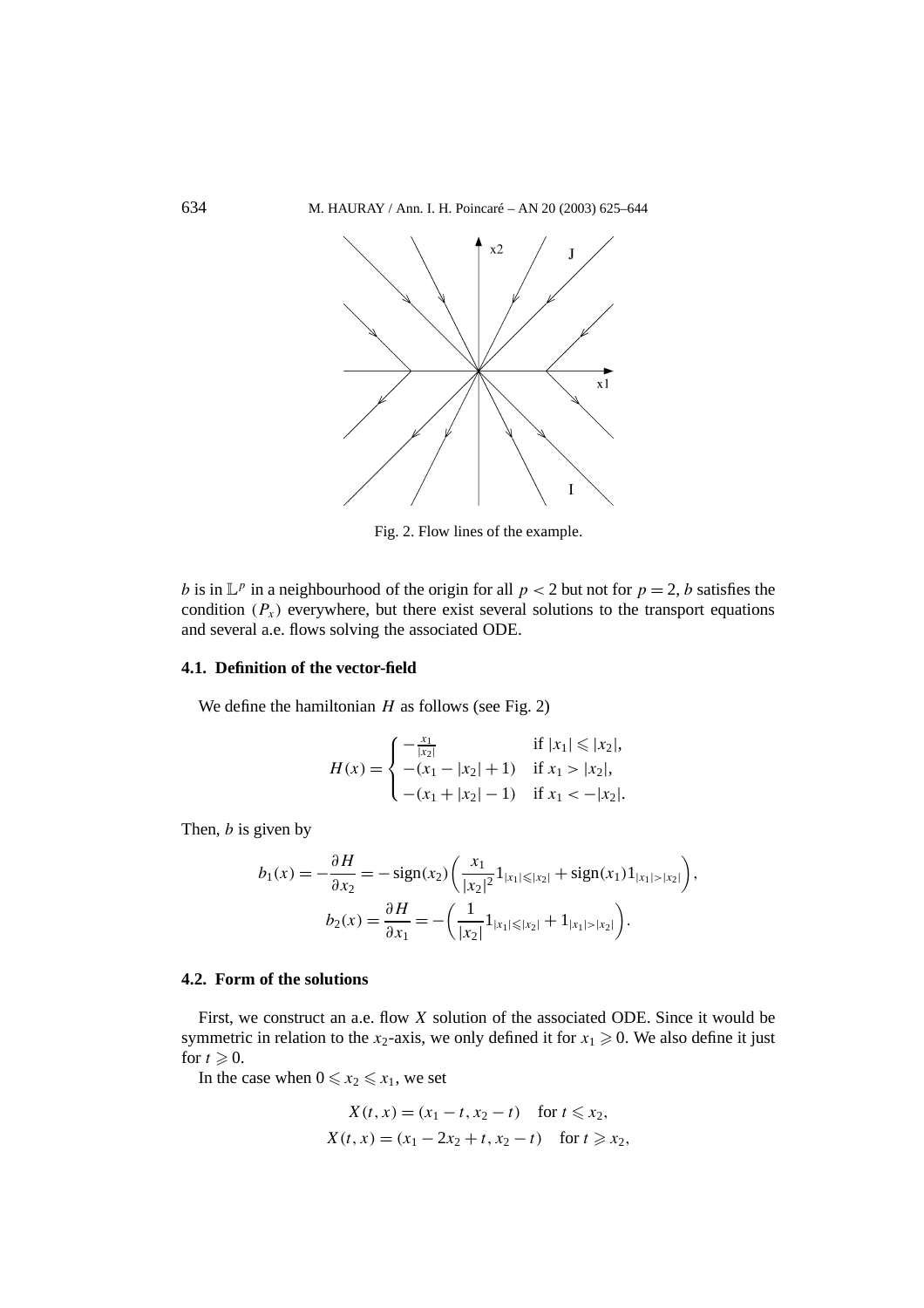Fig. 2. Flow lines of the example.

$b$ is in $\mathbb{L}^p$ in a neighbourhood of the origin for all $p < 2$ but not for $p = 2$, $b$ satisfies the condition $(P_x)$ everywhere, but there exist several solutions to the transport equations and several a.e. flows solving the associated ODE.

### 4.1. Definition of the vector-field

We define the hamiltonian $H$ as follows (see Fig. 2)

$$H(x) = \begin{cases} -\frac{x_1}{|x_2|} & \text{if } |x_1| \leqslant |x_2|, \\ -(x_1 - |x_2| + 1) & \text{if } x_1 > |x_2|, \\ -(x_1 + |x_2| - 1) & \text{if } x_1 < -|x_2|. \end{cases}$$

Then, $b$ is given by

$$b_1(x) = -\frac{\partial H}{\partial x_2} = -\operatorname{sign}(x_2)\left(\frac{x_1}{|x_2|^2} 1_{|x_1| \leqslant |x_2|} + \operatorname{sign}(x_1) 1_{|x_1| > |x_2|}\right),$$

$$b_2(x) = \frac{\partial H}{\partial x_1} = -\left(\frac{1}{|x_2|} 1_{|x_1| \leqslant |x_2|} + 1_{|x_1| > |x_2|}\right).$$

### 4.2. Form of the solutions

First, we construct an a.e. flow $X$ solution of the associated ODE. Since it would be symmetric in relation to the $x_2$-axis, we only defined it for $x_1 \geqslant 0$. We also define it just for $t \geqslant 0$.

In the case when $0 \leqslant x_2 \leqslant x_1$, we set

$$X(t, x) = (x_1 - t, x_2 - t) \quad \text{for } t \leqslant x_2,$$
$$X(t, x) = (x_1 - 2x_2 + t, x_2 - t) \quad \text{for } t \geqslant x_2,$$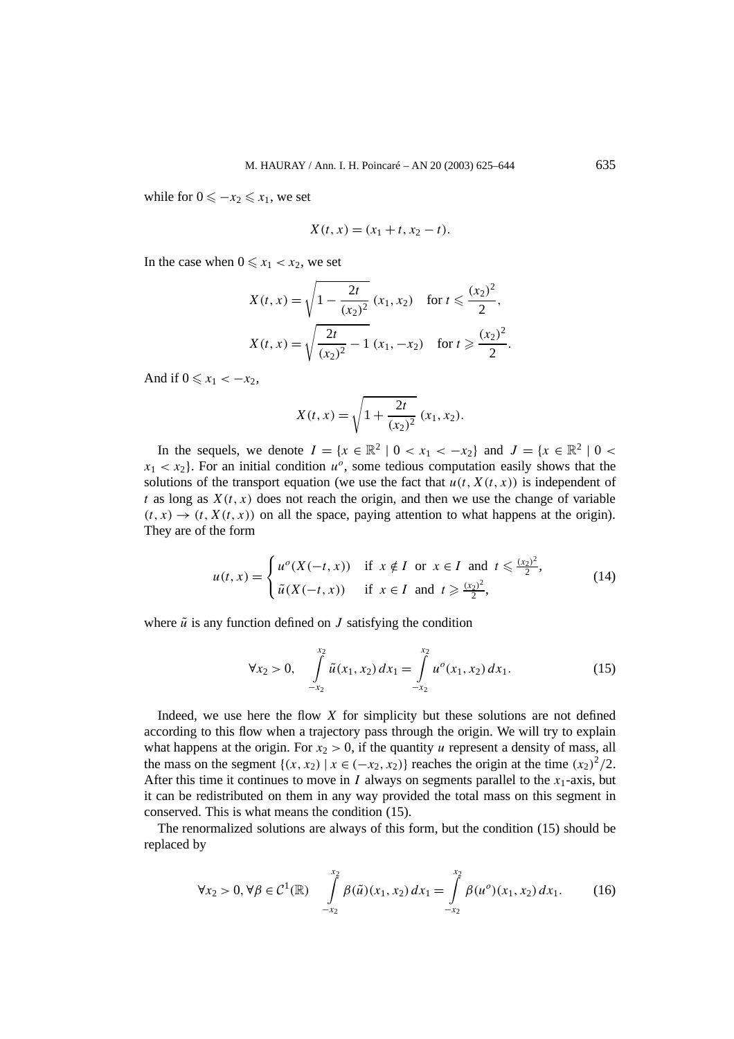while for $0 \leqslant -x_2 \leqslant x_1$, we set

$$X(t,x) = (x_1 + t, x_2 - t).$$

In the case when $0 \leqslant x_1 < x_2$, we set

$$X(t,x) = \sqrt{1 - \frac{2t}{(x_2)^2}}\,(x_1, x_2) \quad \text{for } t \leqslant \frac{(x_2)^2}{2},$$

$$X(t,x) = \sqrt{\frac{2t}{(x_2)^2} - 1}\,(x_1, -x_2) \quad \text{for } t \geqslant \frac{(x_2)^2}{2}.$$

And if $0 \leqslant x_1 < -x_2$,

$$X(t,x) = \sqrt{1 + \frac{2t}{(x_2)^2}}\,(x_1, x_2).$$

In the sequels, we denote $I = \{x \in \mathbb{R}^2 \mid 0 < x_1 < -x_2\}$ and $J = \{x \in \mathbb{R}^2 \mid 0 < x_1 < x_2\}$. For an initial condition $u^o$, some tedious computation easily shows that the solutions of the transport equation (we use the fact that $u(t, X(t,x))$ is independent of $t$ as long as $X(t,x)$ does not reach the origin, and then we use the change of variable $(t,x) \to (t, X(t,x))$ on all the space, paying attention to what happens at the origin). They are of the form

$$u(t,x) = \begin{cases} u^o(X(-t,x)) & \text{if } x \notin I \text{ or } x \in I \text{ and } t \leqslant \frac{(x_2)^2}{2}, \\ \tilde{u}(X(-t,x)) & \text{if } x \in I \text{ and } t \geqslant \frac{(x_2)^2}{2}, \end{cases} \tag{14}$$

where $\tilde{u}$ is any function defined on $J$ satisfying the condition

$$\forall x_2 > 0, \quad \int_{-x_2}^{x_2} \tilde{u}(x_1, x_2)\,dx_1 = \int_{-x_2}^{x_2} u^o(x_1, x_2)\,dx_1. \tag{15}$$

Indeed, we use here the flow $X$ for simplicity but these solutions are not defined according to this flow when a trajectory pass through the origin. We will try to explain what happens at the origin. For $x_2 > 0$, if the quantity $u$ represent a density of mass, all the mass on the segment $\{(x, x_2) \mid x \in (-x_2, x_2)\}$ reaches the origin at the time $(x_2)^2/2$. After this time it continues to move in $I$ always on segments parallel to the $x_1$-axis, but it can be redistributed on them in any way provided the total mass on this segment in conserved. This is what means the condition (15).

The renormalized solutions are always of this form, but the condition (15) should be replaced by

$$\forall x_2 > 0, \forall \beta \in \mathcal{C}^1(\mathbb{R}) \quad \int_{-x_2}^{x_2} \beta(\tilde{u})(x_1, x_2)\,dx_1 = \int_{-x_2}^{x_2} \beta(u^o)(x_1, x_2)\,dx_1. \tag{16}$$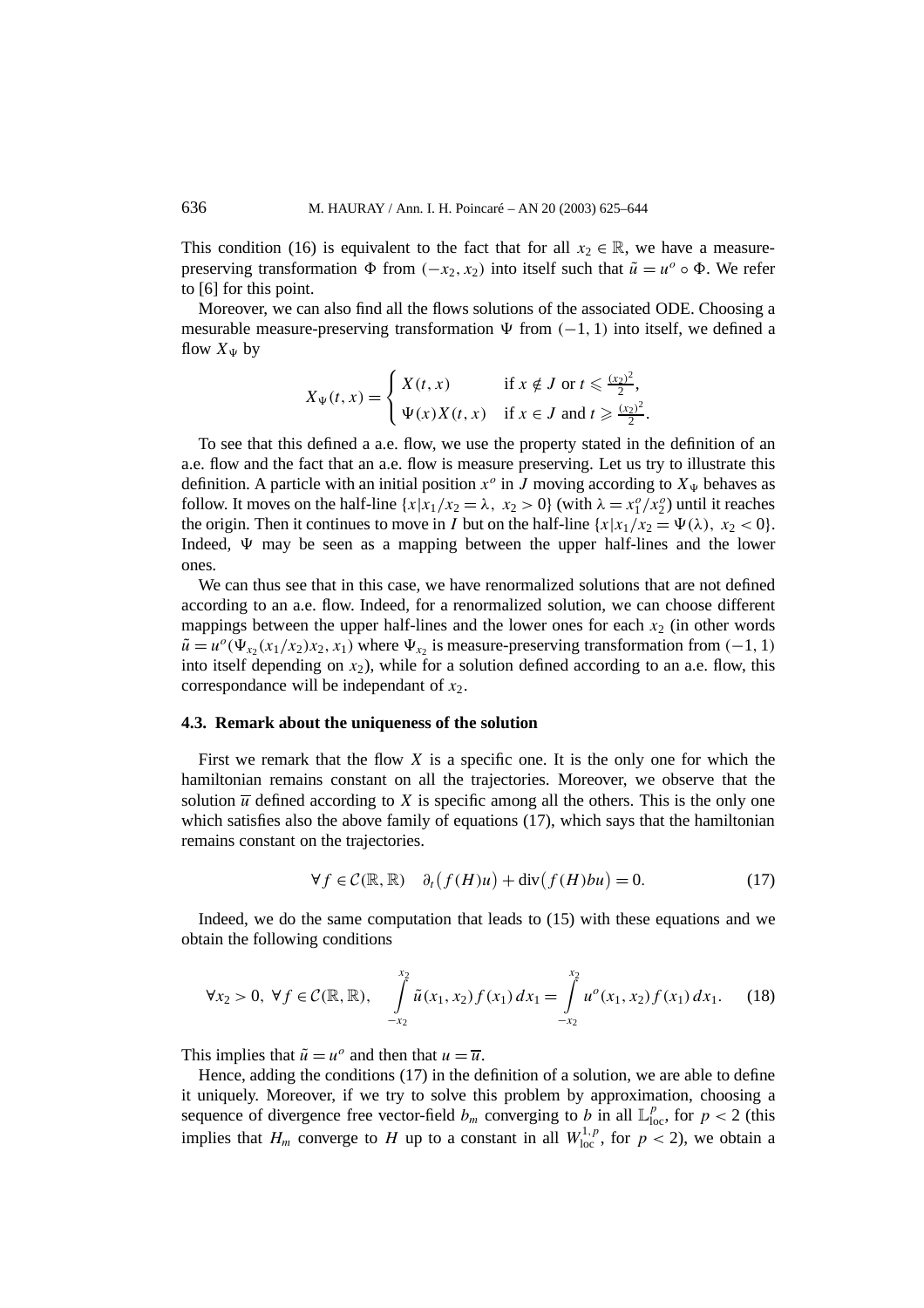This condition (16) is equivalent to the fact that for all $x_2 \in \mathbb{R}$, we have a measure-preserving transformation $\Phi$ from $(-x_2, x_2)$ into itself such that $\tilde{u} = u^o \circ \Phi$. We refer to [6] for this point.

Moreover, we can also find all the flows solutions of the associated ODE. Choosing a mesurable measure-preserving transformation $\Psi$ from $(-1, 1)$ into itself, we defined a flow $X_\Psi$ by

$$X_\Psi(t, x) = \begin{cases} X(t, x) & \text{if } x \notin J \text{ or } t \leqslant \frac{(x_2)^2}{2}, \\ \Psi(x) X(t, x) & \text{if } x \in J \text{ and } t \geqslant \frac{(x_2)^2}{2}. \end{cases}$$

To see that this defined a a.e. flow, we use the property stated in the definition of an a.e. flow and the fact that an a.e. flow is measure preserving. Let us try to illustrate this definition. A particle with an initial position $x^o$ in $J$ moving according to $X_\Psi$ behaves as follow. It moves on the half-line $\{x | x_1/x_2 = \lambda,\ x_2 > 0\}$ (with $\lambda = x_1^o/x_2^o$) until it reaches the origin. Then it continues to move in $I$ but on the half-line $\{x | x_1/x_2 = \Psi(\lambda),\ x_2 < 0\}$. Indeed, $\Psi$ may be seen as a mapping between the upper half-lines and the lower ones.

We can thus see that in this case, we have renormalized solutions that are not defined according to an a.e. flow. Indeed, for a renormalized solution, we can choose different mappings between the upper half-lines and the lower ones for each $x_2$ (in other words $\tilde{u} = u^o(\Psi_{x_2}(x_1/x_2)x_2, x_1)$ where $\Psi_{x_2}$ is measure-preserving transformation from $(-1, 1)$ into itself depending on $x_2$), while for a solution defined according to an a.e. flow, this correspondance will be independant of $x_2$.

### 4.3. Remark about the uniqueness of the solution

First we remark that the flow $X$ is a specific one. It is the only one for which the hamiltonian remains constant on all the trajectories. Moreover, we observe that the solution $\overline{u}$ defined according to $X$ is specific among all the others. This is the only one which satisfies also the above family of equations (17), which says that the hamiltonian remains constant on the trajectories.

$$\forall f \in \mathcal{C}(\mathbb{R}, \mathbb{R}) \quad \partial_t\big(f(H)u\big) + \operatorname{div}\big(f(H)bu\big) = 0. \tag{17}$$

Indeed, we do the same computation that leads to (15) with these equations and we obtain the following conditions

$$\forall x_2 > 0,\ \forall f \in \mathcal{C}(\mathbb{R}, \mathbb{R}), \quad \int_{-x_2}^{x_2} \tilde{u}(x_1, x_2) f(x_1)\, dx_1 = \int_{-x_2}^{x_2} u^o(x_1, x_2) f(x_1)\, dx_1. \tag{18}$$

This implies that $\tilde{u} = u^o$ and then that $u = \overline{u}$.

Hence, adding the conditions (17) in the definition of a solution, we are able to define it uniquely. Moreover, if we try to solve this problem by approximation, choosing a sequence of divergence free vector-field $b_m$ converging to $b$ in all $\mathbb{L}^p_{\text{loc}}$, for $p < 2$ (this implies that $H_m$ converge to $H$ up to a constant in all $W^{1,p}_{\text{loc}}$, for $p < 2$), we obtain a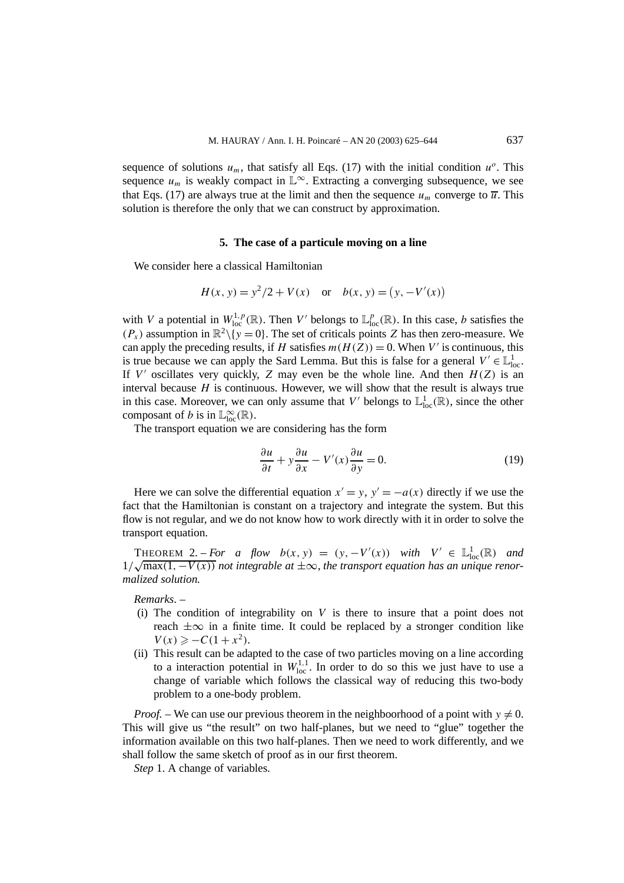sequence of solutions $u_m$, that satisfy all Eqs. (17) with the initial condition $u^o$. This sequence $u_m$ is weakly compact in $\mathbb{L}^\infty$. Extracting a converging subsequence, we see that Eqs. (17) are always true at the limit and then the sequence $u_m$ converge to $\overline{u}$. This solution is therefore the only that we can construct by approximation.

### 5. The case of a particule moving on a line

We consider here a classical Hamiltonian

$$H(x, y) = y^2/2 + V(x) \quad \text{or} \quad b(x, y) = \big(y, -V'(x)\big)$$

with $V$ a potential in $W^{1,p}_{\text{loc}}(\mathbb{R})$. Then $V'$ belongs to $\mathbb{L}^p_{\text{loc}}(\mathbb{R})$. In this case, $b$ satisfies the $(P_x)$ assumption in $\mathbb{R}^2 \backslash \{y = 0\}$. The set of criticals points $Z$ has then zero-measure. We can apply the preceding results, if $H$ satisfies $m(H(Z)) = 0$. When $V'$ is continuous, this is true because we can apply the Sard Lemma. But this is false for a general $V' \in \mathbb{L}^1_{\text{loc}}$. If $V'$ oscillates very quickly, $Z$ may even be the whole line. And then $H(Z)$ is an interval because $H$ is continuous. However, we will show that the result is always true in this case. Moreover, we can only assume that $V'$ belongs to $\mathbb{L}^1_{\text{loc}}(\mathbb{R})$, since the other composant of $b$ is in $\mathbb{L}^\infty_{\text{loc}}(\mathbb{R})$.

The transport equation we are considering has the form

$$\frac{\partial u}{\partial t} + y\frac{\partial u}{\partial x} - V'(x)\frac{\partial u}{\partial y} = 0. \tag{19}$$

Here we can solve the differential equation $x' = y$, $y' = -a(x)$ directly if we use the fact that the Hamiltonian is constant on a trajectory and integrate the system. But this flow is not regular, and we do not know how to work directly with it in order to solve the transport equation.

THEOREM 2. – *For a flow $b(x, y) = (y, -V'(x))$ with $V' \in \mathbb{L}^1_{\text{loc}}(\mathbb{R})$ and $1/\sqrt{\max(1, -V(x))}$ not integrable at $\pm\infty$, the transport equation has an unique renormalized solution.*

*Remarks*. –

- (i) The condition of integrability on $V$ is there to insure that a point does not reach $\pm\infty$ in a finite time. It could be replaced by a stronger condition like $V(x) \geqslant -C(1 + x^2)$.
- (ii) This result can be adapted to the case of two particles moving on a line according to a interaction potential in $W^{1,1}_{\text{loc}}$. In order to do so this we just have to use a change of variable which follows the classical way of reducing this two-body problem to a one-body problem.

*Proof.* – We can use our previous theorem in the neighboorhood of a point with $y \neq 0$. This will give us "the result" on two half-planes, but we need to "glue" together the information available on this two half-planes. Then we need to work differently, and we shall follow the same sketch of proof as in our first theorem.

*Step* 1. A change of variables.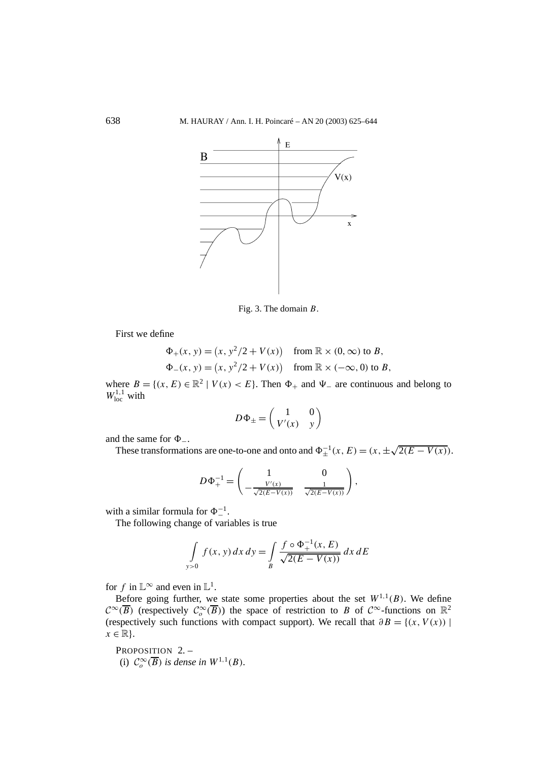Fig. 3. The domain $B$.

First we define

$$\Phi_+(x,y) = \big(x, y^2/2 + V(x)\big) \quad \text{from } \mathbb{R}\times(0,\infty) \text{ to } B,$$
$$\Phi_-(x,y) = \big(x, y^2/2 + V(x)\big) \quad \text{from } \mathbb{R}\times(-\infty,0) \text{ to } B,$$

where $B = \{(x,E)\in\mathbb{R}^2 \mid V(x) < E\}$. Then $\Phi_+$ and $\Psi_-$ are continuous and belong to $W^{1,1}_{\text{loc}}$ with

$$D\Phi_\pm = \begin{pmatrix} 1 & 0 \\ V'(x) & y \end{pmatrix}$$

and the same for $\Phi_-$.

These transformations are one-to-one and onto and $\Phi_\pm^{-1}(x,E) = (x, \pm\sqrt{2(E-V(x))})$.

$$D\Phi_+^{-1} = \begin{pmatrix} 1 & 0 \\ -\frac{V'(x)}{\sqrt{2(E-V(x))}} & \frac{1}{\sqrt{2(E-V(x))}} \end{pmatrix},$$

with a similar formula for $\Phi_-^{-1}$.

The following change of variables is true

$$\int\limits_{y>0} f(x,y)\,dx\,dy = \int\limits_B \frac{f\circ\Phi_+^{-1}(x,E)}{\sqrt{2(E-V(x))}}\,dx\,dE$$

for $f$ in $\mathbb{L}^\infty$ and even in $\mathbb{L}^1$.

Before going further, we state some properties about the set $W^{1,1}(B)$. We define $\mathcal{C}^\infty(\overline{B})$ (respectively $\mathcal{C}^\infty_o(\overline{B})$) the space of restriction to $B$ of $\mathcal{C}^\infty$-functions on $\mathbb{R}^2$ (respectively such functions with compact support). We recall that $\partial B = \{(x,V(x)) \mid x\in\mathbb{R}\}$.

PROPOSITION 2. –

(i) *$\mathcal{C}^\infty_o(\overline{B})$ is dense in $W^{1,1}(B)$.*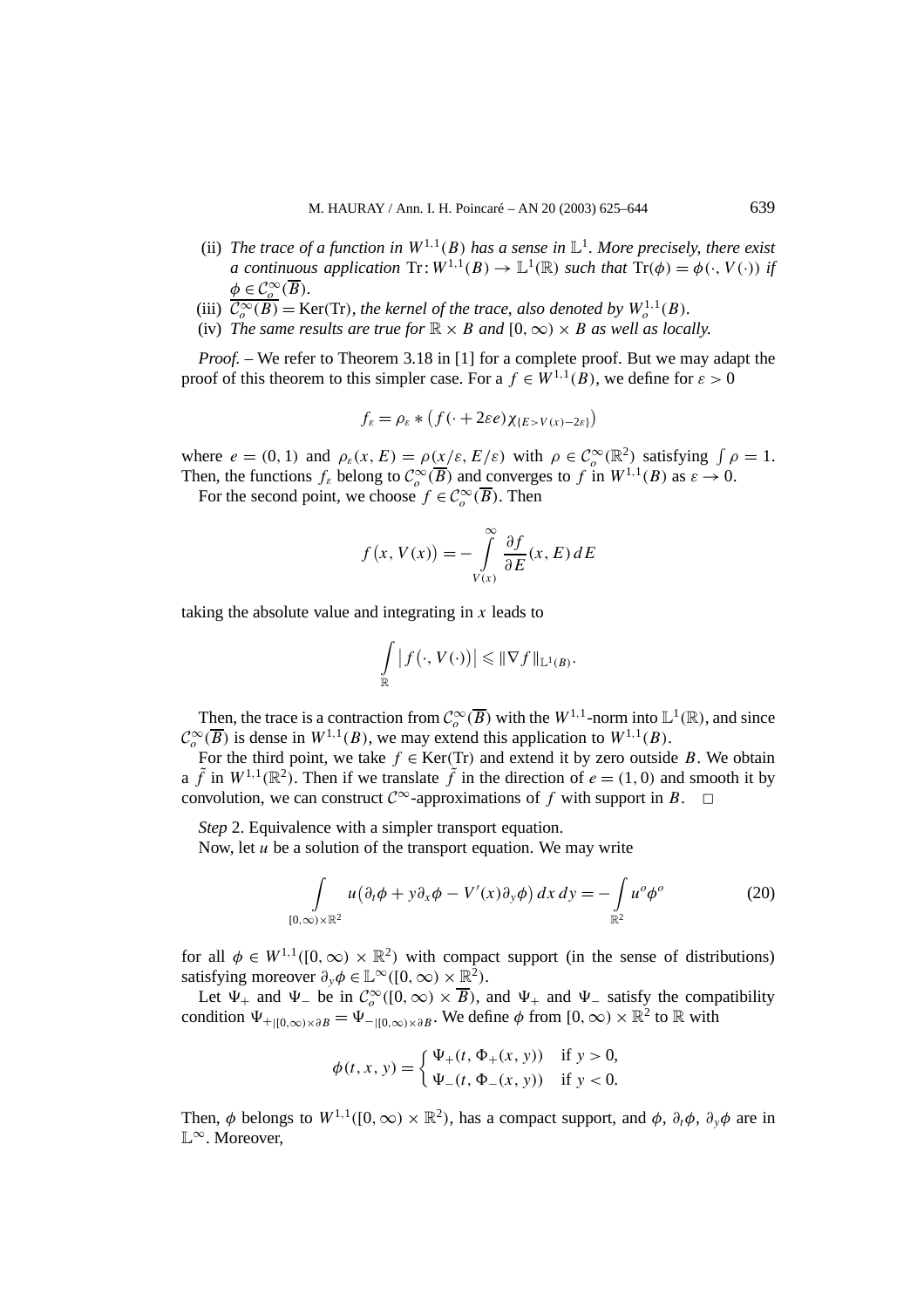(ii) *The trace of a function in $W^{1,1}(B)$ has a sense in $\mathbb{L}^1$. More precisely, there exist a continuous application $\mathrm{Tr}: W^{1,1}(B) \to \mathbb{L}^1(\mathbb{R})$ such that $\mathrm{Tr}(\phi) = \phi(\cdot, V(\cdot))$ if $\phi \in \mathcal{C}_o^\infty(\overline{B})$.*

(iii) $\overline{\mathcal{C}_o^\infty(B)} = \mathrm{Ker}(\mathrm{Tr})$*, the kernel of the trace, also denoted by $W_o^{1,1}(B)$.*

(iv) *The same results are true for $\mathbb{R} \times B$ and $[0,\infty) \times B$ as well as locally.*

*Proof.* – We refer to Theorem 3.18 in [1] for a complete proof. But we may adapt the proof of this theorem to this simpler case. For a $f \in W^{1,1}(B)$, we define for $\varepsilon > 0$

$$f_\varepsilon = \rho_\varepsilon * \big(f(\cdot + 2\varepsilon e)\chi_{\{E > V(x) - 2\varepsilon\}}\big)$$

where $e = (0,1)$ and $\rho_\varepsilon(x, E) = \rho(x/\varepsilon, E/\varepsilon)$ with $\rho \in \mathcal{C}_o^\infty(\mathbb{R}^2)$ satisfying $\int \rho = 1$. Then, the functions $f_\varepsilon$ belong to $\mathcal{C}_o^\infty(\overline{B})$ and converges to $f$ in $W^{1,1}(B)$ as $\varepsilon \to 0$.

For the second point, we choose $f \in \mathcal{C}_o^\infty(\overline{B})$. Then

$$f\big(x, V(x)\big) = -\int_{V(x)}^{\infty} \frac{\partial f}{\partial E}(x, E)\, dE$$

taking the absolute value and integrating in $x$ leads to

$$\int_{\mathbb{R}} \big| f\big(\cdot, V(\cdot)\big)\big| \leqslant \|\nabla f\|_{\mathbb{L}^1(B)}.$$

Then, the trace is a contraction from $\mathcal{C}_o^\infty(\overline{B})$ with the $W^{1,1}$-norm into $\mathbb{L}^1(\mathbb{R})$, and since $\mathcal{C}_o^\infty(\overline{B})$ is dense in $W^{1,1}(B)$, we may extend this application to $W^{1,1}(B)$.

For the third point, we take $f \in \mathrm{Ker}(\mathrm{Tr})$ and extend it by zero outside $B$. We obtain a $\tilde{f}$ in $W^{1,1}(\mathbb{R}^2)$. Then if we translate $\tilde{f}$ in the direction of $e = (1,0)$ and smooth it by convolution, we can construct $\mathcal{C}^\infty$-approximations of $f$ with support in $B$. $\square$

*Step* 2. Equivalence with a simpler transport equation.

Now, let $u$ be a solution of the transport equation. We may write

$$\int_{[0,\infty)\times\mathbb{R}^2} u\big(\partial_t \phi + y\partial_x \phi - V'(x)\partial_y \phi\big)\, dx\, dy = -\int_{\mathbb{R}^2} u^o \phi^o \tag{20}$$

for all $\phi \in W^{1,1}([0,\infty) \times \mathbb{R}^2)$ with compact support (in the sense of distributions) satisfying moreover $\partial_y \phi \in \mathbb{L}^\infty([0,\infty) \times \mathbb{R}^2)$.

Let $\Psi_+$ and $\Psi_-$ be in $\mathcal{C}_o^\infty([0,\infty) \times \overline{B})$, and $\Psi_+$ and $\Psi_-$ satisfy the compatibility condition $\Psi_{+|[0,\infty)\times\partial B} = \Psi_{-|[0,\infty)\times\partial B}$. We define $\phi$ from $[0,\infty) \times \mathbb{R}^2$ to $\mathbb{R}$ with

$$\phi(t, x, y) = \begin{cases} \Psi_+(t, \Phi_+(x, y)) & \text{if } y > 0, \\ \Psi_-(t, \Phi_-(x, y)) & \text{if } y < 0. \end{cases}$$

Then, $\phi$ belongs to $W^{1,1}([0,\infty) \times \mathbb{R}^2)$, has a compact support, and $\phi$, $\partial_t \phi$, $\partial_y \phi$ are in $\mathbb{L}^\infty$. Moreover,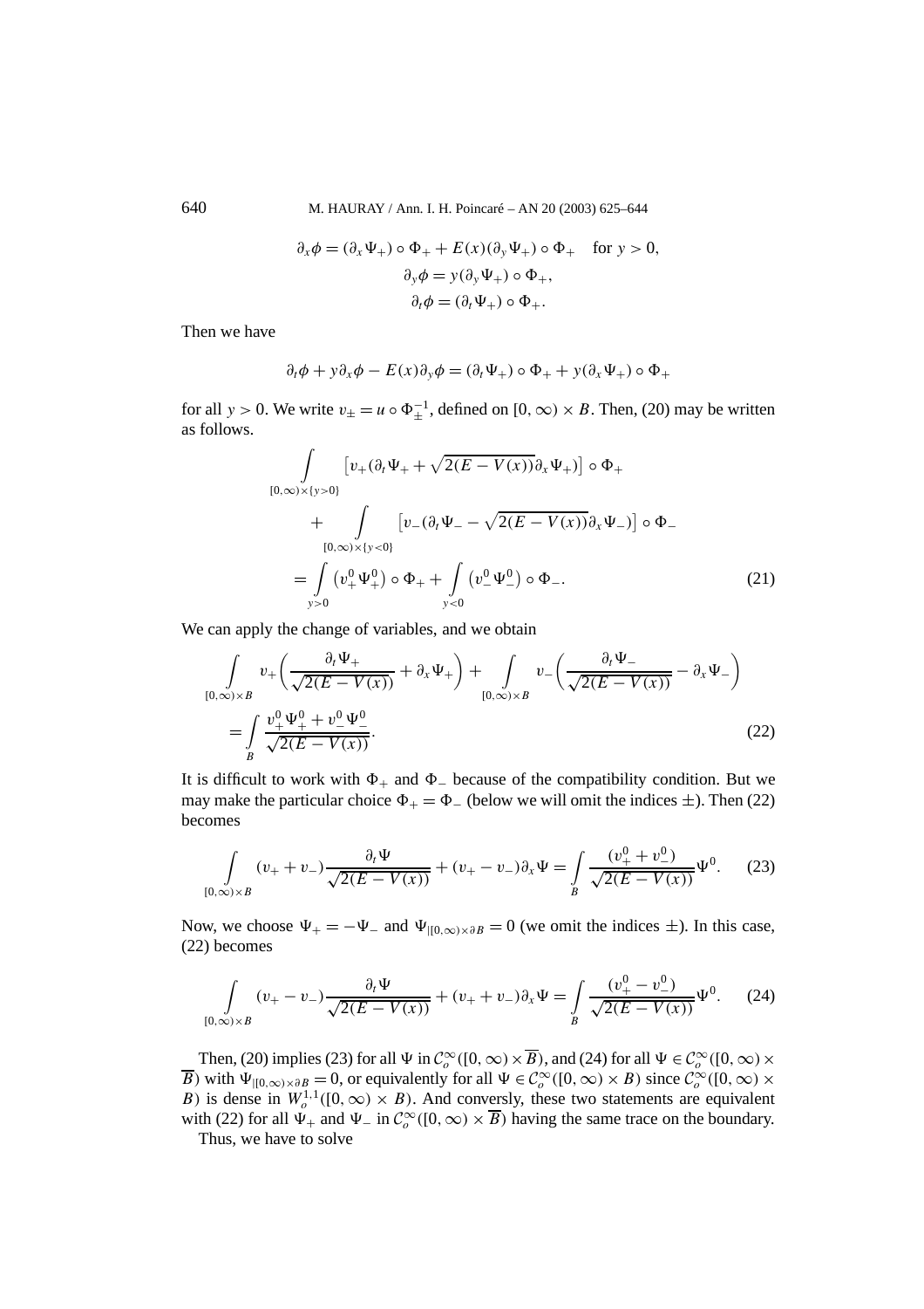$$\partial_x \phi = (\partial_x \Psi_+) \circ \Phi_+ + E(x)(\partial_y \Psi_+) \circ \Phi_+ \quad \text{for } y > 0,$$
$$\partial_y \phi = y(\partial_y \Psi_+) \circ \Phi_+,$$
$$\partial_t \phi = (\partial_t \Psi_+) \circ \Phi_+.$$

Then we have

$$\partial_t \phi + y\partial_x \phi - E(x)\partial_y \phi = (\partial_t \Psi_+) \circ \Phi_+ + y(\partial_x \Psi_+) \circ \Phi_+$$

for all $y > 0$. We write $v_\pm = u \circ \Phi_\pm^{-1}$, defined on $[0,\infty) \times B$. Then, (20) may be written as follows.

$$\begin{aligned}
&\int_{[0,\infty)\times\{y>0\}} \left[v_+\left(\partial_t \Psi_+ + \sqrt{2(E - V(x))}\partial_x \Psi_+\right)\right] \circ \Phi_+ \\
&\quad + \int_{[0,\infty)\times\{y<0\}} \left[v_-\left(\partial_t \Psi_- - \sqrt{2(E - V(x))}\partial_x \Psi_-\right)\right] \circ \Phi_- \\
&= \int_{y>0} \left(v_+^0 \Psi_+^0\right) \circ \Phi_+ + \int_{y<0} \left(v_-^0 \Psi_-^0\right) \circ \Phi_-. \qquad (21)
\end{aligned}$$

We can apply the change of variables, and we obtain

$$\begin{aligned}
&\int_{[0,\infty)\times B} v_+\left(\frac{\partial_t \Psi_+}{\sqrt{2(E - V(x))}} + \partial_x \Psi_+\right) + \int_{[0,\infty)\times B} v_-\left(\frac{\partial_t \Psi_-}{\sqrt{2(E - V(x))}} - \partial_x \Psi_-\right) \\
&= \int_B \frac{v_+^0 \Psi_+^0 + v_-^0 \Psi_-^0}{\sqrt{2(E - V(x))}}. \qquad (22)
\end{aligned}$$

It is difficult to work with $\Phi_+$ and $\Phi_-$ because of the compatibility condition. But we may make the particular choice $\Phi_+ = \Phi_-$ (below we will omit the indices $\pm$). Then (22) becomes

$$\int_{[0,\infty)\times B} (v_+ + v_-)\frac{\partial_t \Psi}{\sqrt{2(E - V(x))}} + (v_+ - v_-)\partial_x \Psi = \int_B \frac{(v_+^0 + v_-^0)}{\sqrt{2(E - V(x))}}\Psi^0. \qquad (23)$$

Now, we choose $\Psi_+ = -\Psi_-$ and $\Psi_{|[0,\infty)\times\partial B} = 0$ (we omit the indices $\pm$). In this case, (22) becomes

$$\int_{[0,\infty)\times B} (v_+ - v_-)\frac{\partial_t \Psi}{\sqrt{2(E - V(x))}} + (v_+ + v_-)\partial_x \Psi = \int_B \frac{(v_+^0 - v_-^0)}{\sqrt{2(E - V(x))}}\Psi^0. \qquad (24)$$

Then, (20) implies (23) for all $\Psi$ in $\mathcal{C}_o^\infty([0,\infty) \times \overline{B})$, and (24) for all $\Psi \in \mathcal{C}_o^\infty([0,\infty) \times \overline{B})$ with $\Psi_{|[0,\infty)\times\partial B} = 0$, or equivalently for all $\Psi \in \mathcal{C}_o^\infty([0,\infty) \times B)$ since $\mathcal{C}_o^\infty([0,\infty) \times B)$ is dense in $W_o^{1,1}([0,\infty) \times B)$. And conversly, these two statements are equivalent with (22) for all $\Psi_+$ and $\Psi_-$ in $\mathcal{C}_o^\infty([0,\infty) \times \overline{B})$ having the same trace on the boundary.

Thus, we have to solve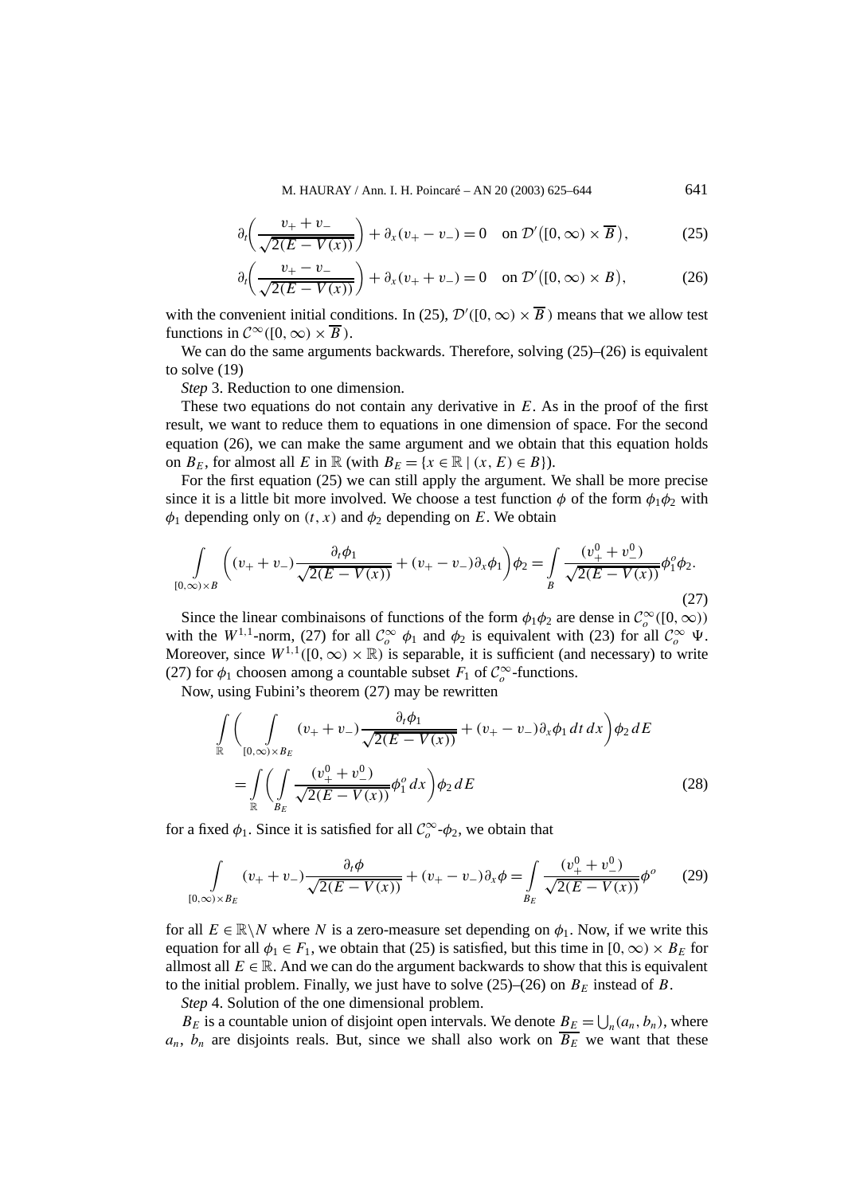$$\partial_t\left(\frac{v_+ + v_-}{\sqrt{2(E-V(x))}}\right) + \partial_x(v_+ - v_-) = 0 \quad \text{on } \mathcal{D}'\big([0,\infty)\times \overline{B}\big), \tag{25}$$

$$\partial_t\left(\frac{v_+ - v_-}{\sqrt{2(E-V(x))}}\right) + \partial_x(v_+ + v_-) = 0 \quad \text{on } \mathcal{D}'\big([0,\infty)\times B\big), \tag{26}$$

with the convenient initial conditions. In (25), $\mathcal{D}'([0,\infty)\times \overline{B})$ means that we allow test functions in $\mathcal{C}^\infty([0,\infty)\times \overline{B})$.

We can do the same arguments backwards. Therefore, solving (25)–(26) is equivalent to solve (19)

*Step* 3. Reduction to one dimension.

These two equations do not contain any derivative in $E$. As in the proof of the first result, we want to reduce them to equations in one dimension of space. For the second equation (26), we can make the same argument and we obtain that this equation holds on $B_E$, for almost all $E$ in $\mathbb{R}$ (with $B_E = \{x \in \mathbb{R} \mid (x, E) \in B\}$).

For the first equation (25) we can still apply the argument. We shall be more precise since it is a little bit more involved. We choose a test function $\phi$ of the form $\phi_1\phi_2$ with $\phi_1$ depending only on $(t, x)$ and $\phi_2$ depending on $E$. We obtain

$$\int\limits_{[0,\infty)\times B} \left((v_+ + v_-)\frac{\partial_t \phi_1}{\sqrt{2(E-V(x))}} + (v_+ - v_-)\partial_x\phi_1\right)\phi_2 = \int\limits_B \frac{(v_+^0 + v_-^0)}{\sqrt{2(E-V(x))}}\phi_1^o\phi_2. \tag{27}$$

Since the linear combinaisons of functions of the form $\phi_1\phi_2$ are dense in $\mathcal{C}_o^\infty([0,\infty))$ with the $W^{1,1}$-norm, (27) for all $\mathcal{C}_o^\infty$ $\phi_1$ and $\phi_2$ is equivalent with (23) for all $\mathcal{C}_o^\infty$ $\Psi$. Moreover, since $W^{1,1}([0,\infty)\times\mathbb{R})$ is separable, it is sufficient (and necessary) to write (27) for $\phi_1$ choosen among a countable subset $F_1$ of $\mathcal{C}_o^\infty$-functions.

Now, using Fubini's theorem (27) may be rewritten

$$\begin{aligned}
&\int\limits_{\mathbb{R}} \left( \int\limits_{[0,\infty)\times B_E} (v_+ + v_-)\frac{\partial_t\phi_1}{\sqrt{2(E-V(x))}} + (v_+ - v_-)\partial_x\phi_1\,dt\,dx \right)\phi_2\,dE \\
&\quad = \int\limits_{\mathbb{R}} \left( \int\limits_{B_E} \frac{(v_+^0 + v_-^0)}{\sqrt{2(E-V(x))}}\phi_1^o\,dx \right)\phi_2\,dE
\end{aligned} \tag{28}$$

for a fixed $\phi_1$. Since it is satisfied for all $\mathcal{C}_o^\infty$-$\phi_2$, we obtain that

$$\int\limits_{[0,\infty)\times B_E} (v_+ + v_-)\frac{\partial_t\phi}{\sqrt{2(E-V(x))}} + (v_+ - v_-)\partial_x\phi = \int\limits_{B_E} \frac{(v_+^0 + v_-^0)}{\sqrt{2(E-V(x))}}\phi^o \tag{29}$$

for all $E \in \mathbb{R}\backslash N$ where $N$ is a zero-measure set depending on $\phi_1$. Now, if we write this equation for all $\phi_1 \in F_1$, we obtain that (25) is satisfied, but this time in $[0,\infty)\times B_E$ for allmost all $E \in \mathbb{R}$. And we can do the argument backwards to show that this is equivalent to the initial problem. Finally, we just have to solve (25)–(26) on $B_E$ instead of $B$.

*Step* 4. Solution of the one dimensional problem.

$B_E$ is a countable union of disjoint open intervals. We denote $B_E = \bigcup_n (a_n, b_n)$, where $a_n$, $b_n$ are disjoints reals. But, since we shall also work on $\overline{B_E}$ we want that these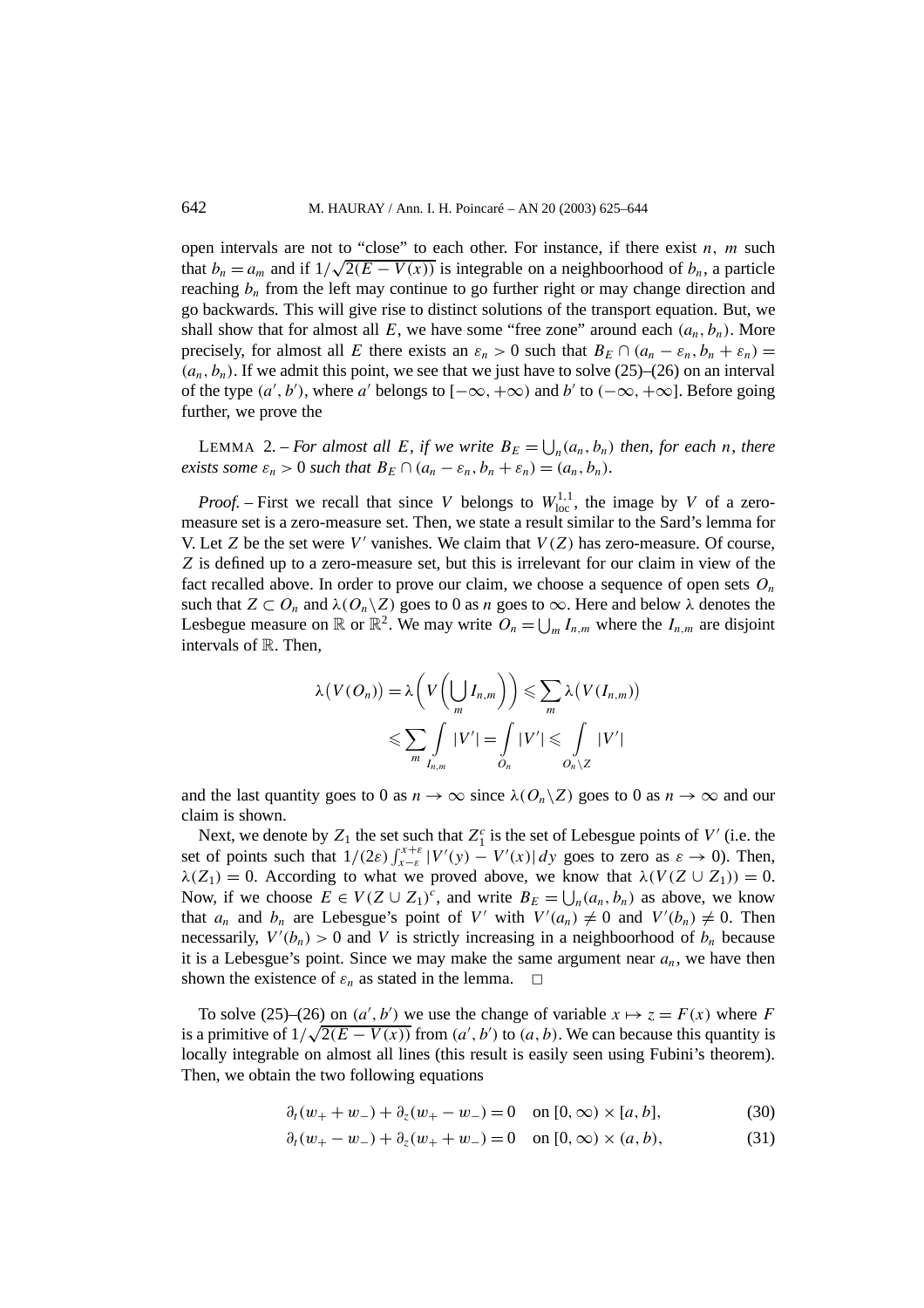open intervals are not to "close" to each other. For instance, if there exist $n$, $m$ such that $b_n = a_m$ and if $1/\sqrt{2(E - V(x))}$ is integrable on a neighboorhood of $b_n$, a particle reaching $b_n$ from the left may continue to go further right or may change direction and go backwards. This will give rise to distinct solutions of the transport equation. But, we shall show that for almost all $E$, we have some "free zone" around each $(a_n, b_n)$. More precisely, for almost all $E$ there exists an $\varepsilon_n > 0$ such that $B_E \cap (a_n - \varepsilon_n, b_n + \varepsilon_n) = (a_n, b_n)$. If we admit this point, we see that we just have to solve (25)–(26) on an interval of the type $(a', b')$, where $a'$ belongs to $[-\infty, +\infty)$ and $b'$ to $(-\infty, +\infty]$. Before going further, we prove the

LEMMA 2. – *For almost all $E$, if we write $B_E = \bigcup_n (a_n, b_n)$ then, for each $n$, there exists some $\varepsilon_n > 0$ such that $B_E \cap (a_n - \varepsilon_n, b_n + \varepsilon_n) = (a_n, b_n)$.*

*Proof.* – First we recall that since $V$ belongs to $W^{1,1}_{\text{loc}}$, the image by $V$ of a zero-measure set is a zero-measure set. Then, we state a result similar to the Sard's lemma for V. Let $Z$ be the set were $V'$ vanishes. We claim that $V(Z)$ has zero-measure. Of course, $Z$ is defined up to a zero-measure set, but this is irrelevant for our claim in view of the fact recalled above. In order to prove our claim, we choose a sequence of open sets $O_n$ such that $Z \subset O_n$ and $\lambda(O_n \backslash Z)$ goes to 0 as $n$ goes to $\infty$. Here and below $\lambda$ denotes the Lesbegue measure on $\mathbb{R}$ or $\mathbb{R}^2$. We may write $O_n = \bigcup_m I_{n,m}$ where the $I_{n,m}$ are disjoint intervals of $\mathbb{R}$. Then,

$$\lambda\big(V(O_n)\big) = \lambda\bigg(V\bigg(\bigcup_m I_{n,m}\bigg)\bigg) \leqslant \sum_m \lambda\big(V(I_{n,m})\big)$$
$$\leqslant \sum_m \int_{I_{n,m}} |V'| = \int_{O_n} |V'| \leqslant \int_{O_n \backslash Z} |V'|$$

and the last quantity goes to 0 as $n \to \infty$ since $\lambda(O_n \backslash Z)$ goes to 0 as $n \to \infty$ and our claim is shown.

Next, we denote by $Z_1$ the set such that $Z_1^c$ is the set of Lebesgue points of $V'$ (i.e. the set of points such that $1/(2\varepsilon)\int_{x-\varepsilon}^{x+\varepsilon} |V'(y) - V'(x)|\,dy$ goes to zero as $\varepsilon \to 0$). Then, $\lambda(Z_1) = 0$. According to what we proved above, we know that $\lambda(V(Z \cup Z_1)) = 0$. Now, if we choose $E \in V(Z \cup Z_1)^c$, and write $B_E = \bigcup_n (a_n, b_n)$ as above, we know that $a_n$ and $b_n$ are Lebesgue's point of $V'$ with $V'(a_n) \neq 0$ and $V'(b_n) \neq 0$. Then necessarily, $V'(b_n) > 0$ and $V$ is strictly increasing in a neighboorhood of $b_n$ because it is a Lebesgue's point. Since we may make the same argument near $a_n$, we have then shown the existence of $\varepsilon_n$ as stated in the lemma. $\square$

To solve (25)–(26) on $(a', b')$ we use the change of variable $x \mapsto z = F(x)$ where $F$ is a primitive of $1/\sqrt{2(E - V(x))}$ from $(a', b')$ to $(a, b)$. We can because this quantity is locally integrable on almost all lines (this result is easily seen using Fubini's theorem). Then, we obtain the two following equations

$$\partial_t(w_+ + w_-) + \partial_z(w_+ - w_-) = 0 \quad \text{on } [0, \infty) \times [a, b], \tag{30}$$

$$\partial_t(w_+ - w_-) + \partial_z(w_+ + w_-) = 0 \quad \text{on } [0, \infty) \times (a, b), \tag{31}$$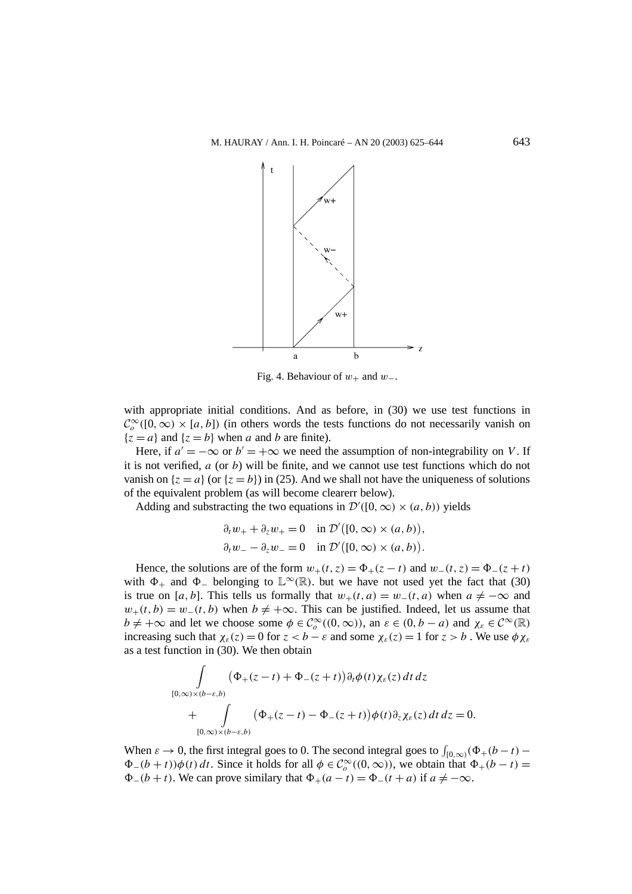Fig. 4. Behaviour of $w_+$ and $w_-$.

with appropriate initial conditions. And as before, in (30) we use test functions in $\mathcal{C}_o^\infty([0,\infty)\times[a,b])$ (in others words the tests functions do not necessarily vanish on $\{z=a\}$ and $\{z=b\}$ when $a$ and $b$ are finite).

Here, if $a'=-\infty$ or $b'=+\infty$ we need the assumption of non-integrability on $V$. If it is not verified, $a$ (or $b$) will be finite, and we cannot use test functions which do not vanish on $\{z=a\}$ (or $\{z=b\}$) in (25). And we shall not have the uniqueness of solutions of the equivalent problem (as will become clearerr below).

Adding and substracting the two equations in $\mathcal{D}'([0,\infty)\times(a,b))$ yields

$$\partial_t w_+ + \partial_z w_+ = 0 \quad \text{in } \mathcal{D}'\big([0,\infty)\times(a,b)\big),$$
$$\partial_t w_- - \partial_z w_- = 0 \quad \text{in } \mathcal{D}'\big([0,\infty)\times(a,b)\big).$$

Hence, the solutions are of the form $w_+(t,z)=\Phi_+(z-t)$ and $w_-(t,z)=\Phi_-(z+t)$ with $\Phi_+$ and $\Phi_-$ belonging to $\mathbb{L}^\infty(\mathbb{R})$. but we have not used yet the fact that (30) is true on $[a,b]$. This tells us formally that $w_+(t,a)=w_-(t,a)$ when $a\neq-\infty$ and $w_+(t,b)=w_-(t,b)$ when $b\neq+\infty$. This can be justified. Indeed, let us assume that $b\neq+\infty$ and let we choose some $\phi\in\mathcal{C}_o^\infty((0,\infty))$, an $\varepsilon\in(0,b-a)$ and $\chi_\varepsilon\in\mathcal{C}^\infty(\mathbb{R})$ increasing such that $\chi_\varepsilon(z)=0$ for $z<b-\varepsilon$ and some $\chi_\varepsilon(z)=1$ for $z>b$ . We use $\phi\chi_\varepsilon$ as a test function in (30). We then obtain

$$\int\limits_{[0,\infty)\times(b-\varepsilon,b)} \big(\Phi_+(z-t)+\Phi_-(z+t)\big)\partial_t\phi(t)\chi_\varepsilon(z)\,dt\,dz$$
$$+\int\limits_{[0,\infty)\times(b-\varepsilon,b)} \big(\Phi_+(z-t)-\Phi_-(z+t)\big)\phi(t)\partial_z\chi_\varepsilon(z)\,dt\,dz=0.$$

When $\varepsilon\to0$, the first integral goes to 0. The second integral goes to $\int_{[0,\infty)}(\Phi_+(b-t)-\Phi_-(b+t))\phi(t)\,dt$. Since it holds for all $\phi\in\mathcal{C}_o^\infty((0,\infty))$, we obtain that $\Phi_+(b-t)=\Phi_-(b+t)$. We can prove similary that $\Phi_+(a-t)=\Phi_-(t+a)$ if $a\neq-\infty$.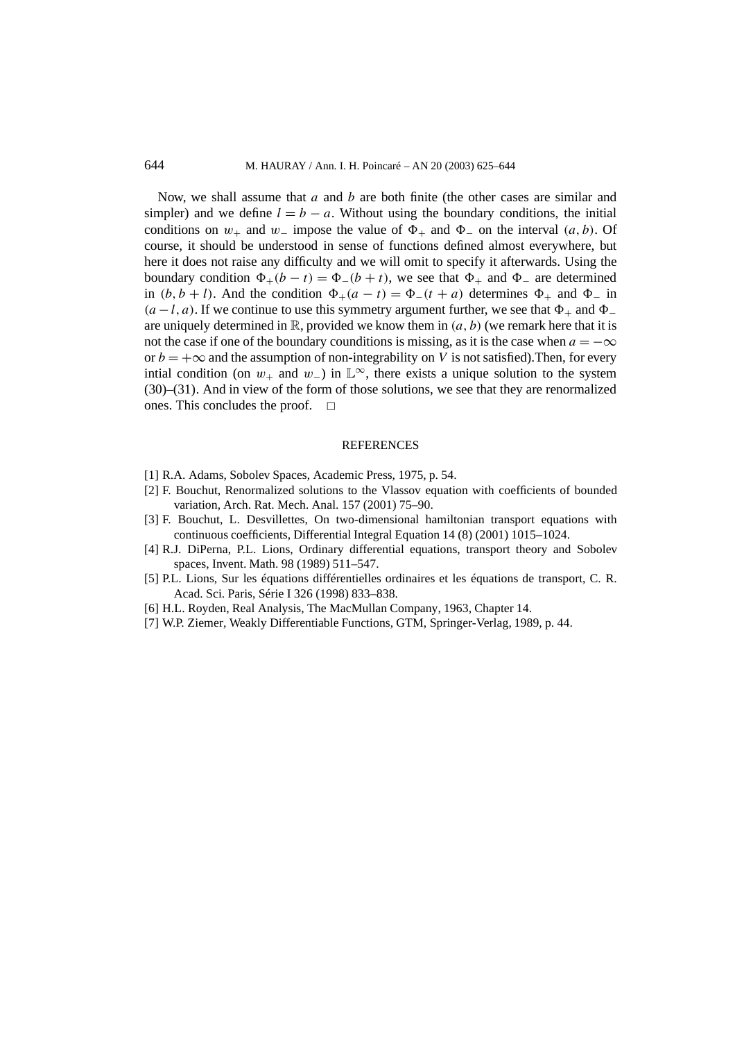Now, we shall assume that $a$ and $b$ are both finite (the other cases are similar and simpler) and we define $l = b - a$. Without using the boundary conditions, the initial conditions on $w_+$ and $w_-$ impose the value of $\Phi_+$ and $\Phi_-$ on the interval $(a, b)$. Of course, it should be understood in sense of functions defined almost everywhere, but here it does not raise any difficulty and we will omit to specify it afterwards. Using the boundary condition $\Phi_+(b - t) = \Phi_-(b + t)$, we see that $\Phi_+$ and $\Phi_-$ are determined in $(b, b + l)$. And the condition $\Phi_+(a - t) = \Phi_-(t + a)$ determines $\Phi_+$ and $\Phi_-$ in $(a - l, a)$. If we continue to use this symmetry argument further, we see that $\Phi_+$ and $\Phi_-$ are uniquely determined in $\mathbb{R}$, provided we know them in $(a, b)$ (we remark here that it is not the case if one of the boundary counditions is missing, as it is the case when $a = -\infty$ or $b = +\infty$ and the assumption of non-integrability on $V$ is not satisfied).Then, for every intial condition (on $w_+$ and $w_-$) in $\mathbb{L}^\infty$, there exists a unique solution to the system (30)–(31). And in view of the form of those solutions, we see that they are renormalized ones. This concludes the proof. □

## REFERENCES

[1] R.A. Adams, Sobolev Spaces, Academic Press, 1975, p. 54.

[2] F. Bouchut, Renormalized solutions to the Vlassov equation with coefficients of bounded variation, Arch. Rat. Mech. Anal. 157 (2001) 75–90.

[3] F. Bouchut, L. Desvillettes, On two-dimensional hamiltonian transport equations with continuous coefficients, Differential Integral Equation 14 (8) (2001) 1015–1024.

[4] R.J. DiPerna, P.L. Lions, Ordinary differential equations, transport theory and Sobolev spaces, Invent. Math. 98 (1989) 511–547.

[5] P.L. Lions, Sur les équations différentielles ordinaires et les équations de transport, C. R. Acad. Sci. Paris, Série I 326 (1998) 833–838.

[6] H.L. Royden, Real Analysis, The MacMullan Company, 1963, Chapter 14.

[7] W.P. Ziemer, Weakly Differentiable Functions, GTM, Springer-Verlag, 1989, p. 44.